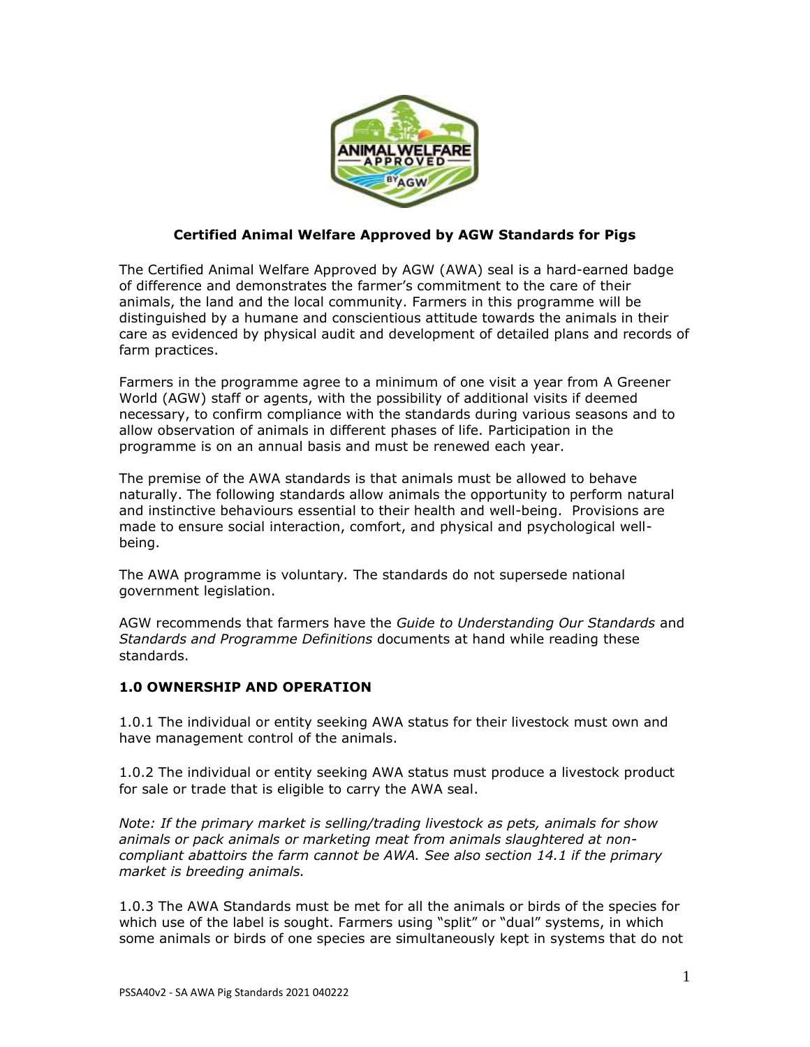# Certified Animal Welfare Approved by AGW Standards for Pigs

The Certified Animal Welfare Approved by AGW (AWA) seal is a hard-earned badge of difference and demonstrates the farmer's commitment to the care of their animals, the land and the local community. Farmers in this programme will be distinguished by a humane and conscientious attitude towards the animals in their care as evidenced by physical audit and development of detailed plans and records of farm practices.

Farmers in the programme agree to a minimum of one visit a year from A Greener World (AGW) staff or agents, with the possibility of additional visits if deemed necessary, to confirm compliance with the standards during various seasons and to allow observation of animals in different phases of life. Participation in the programme is on an annual basis and must be renewed each year.

The premise of the AWA standards is that animals must be allowed to behave naturally. The following standards allow animals the opportunity to perform natural and instinctive behaviours essential to their health and well-being. Provisions are made to ensure social interaction, comfort, and physical and psychological well-being.

The AWA programme is voluntary. The standards do not supersede national government legislation.

AGW recommends that farmers have the *Guide to Understanding Our Standards* and *Standards and Programme Definitions* documents at hand while reading these standards.

## 1.0 OWNERSHIP AND OPERATION

1.0.1 The individual or entity seeking AWA status for their livestock must own and have management control of the animals.

1.0.2 The individual or entity seeking AWA status must produce a livestock product for sale or trade that is eligible to carry the AWA seal.

*Note: If the primary market is selling/trading livestock as pets, animals for show animals or pack animals or marketing meat from animals slaughtered at non-compliant abattoirs the farm cannot be AWA. See also section 14.1 if the primary market is breeding animals.*

1.0.3 The AWA Standards must be met for all the animals or birds of the species for which use of the label is sought. Farmers using "split" or "dual" systems, in which some animals or birds of one species are simultaneously kept in systems that do not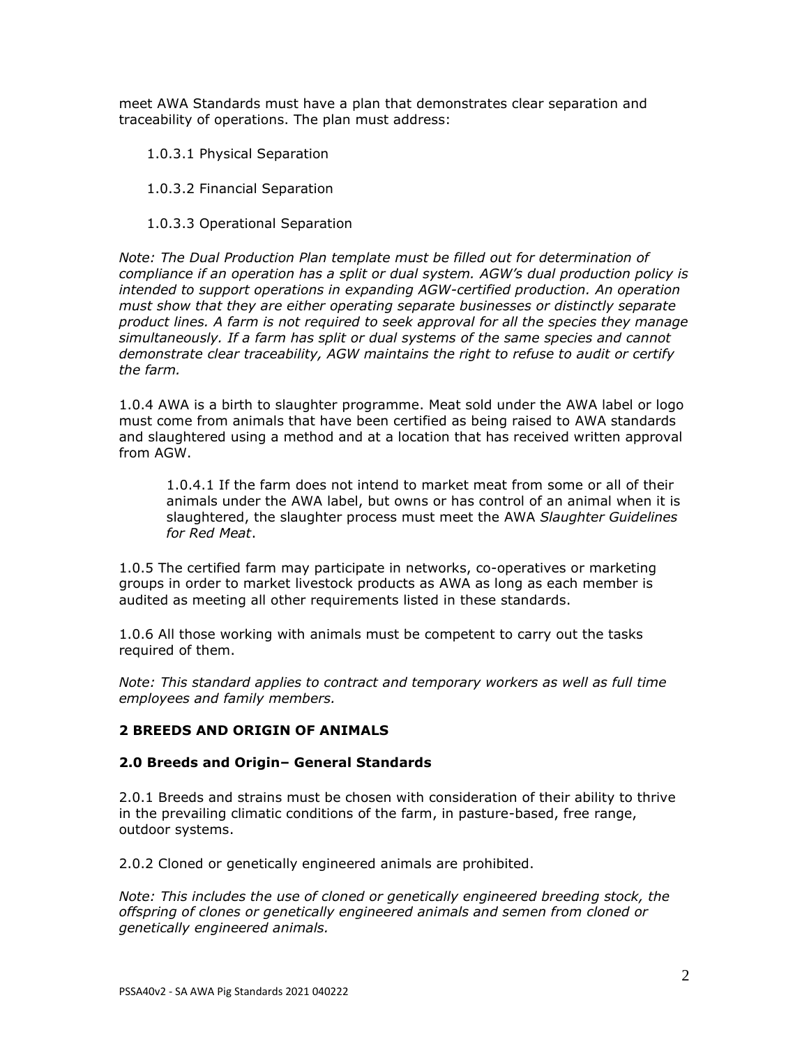meet AWA Standards must have a plan that demonstrates clear separation and traceability of operations. The plan must address:

1.0.3.1 Physical Separation

1.0.3.2 Financial Separation

1.0.3.3 Operational Separation

*Note: The Dual Production Plan template must be filled out for determination of compliance if an operation has a split or dual system. AGW's dual production policy is intended to support operations in expanding AGW-certified production. An operation must show that they are either operating separate businesses or distinctly separate product lines. A farm is not required to seek approval for all the species they manage simultaneously. If a farm has split or dual systems of the same species and cannot demonstrate clear traceability, AGW maintains the right to refuse to audit or certify the farm.*

1.0.4 AWA is a birth to slaughter programme. Meat sold under the AWA label or logo must come from animals that have been certified as being raised to AWA standards and slaughtered using a method and at a location that has received written approval from AGW.

1.0.4.1 If the farm does not intend to market meat from some or all of their animals under the AWA label, but owns or has control of an animal when it is slaughtered, the slaughter process must meet the AWA *Slaughter Guidelines for Red Meat*.

1.0.5 The certified farm may participate in networks, co-operatives or marketing groups in order to market livestock products as AWA as long as each member is audited as meeting all other requirements listed in these standards.

1.0.6 All those working with animals must be competent to carry out the tasks required of them.

*Note: This standard applies to contract and temporary workers as well as full time employees and family members.*

## 2 BREEDS AND ORIGIN OF ANIMALS

### 2.0 Breeds and Origin– General Standards

2.0.1 Breeds and strains must be chosen with consideration of their ability to thrive in the prevailing climatic conditions of the farm, in pasture-based, free range, outdoor systems.

2.0.2 Cloned or genetically engineered animals are prohibited.

*Note: This includes the use of cloned or genetically engineered breeding stock, the offspring of clones or genetically engineered animals and semen from cloned or genetically engineered animals.*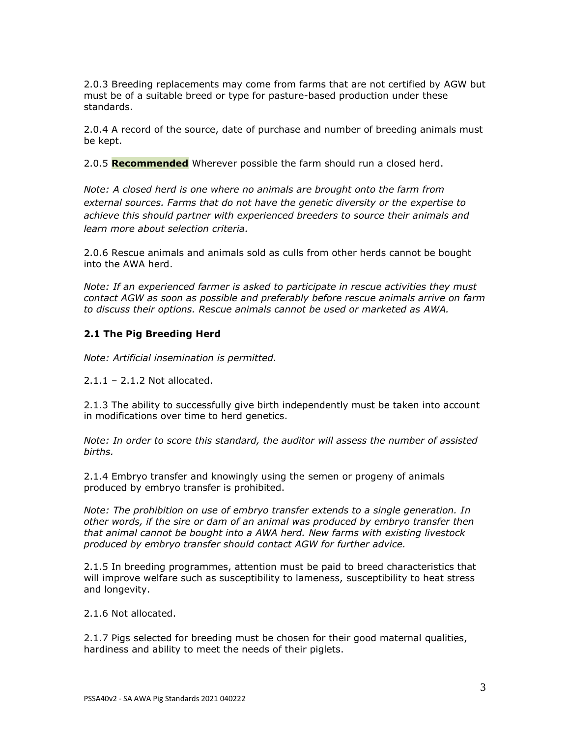2.0.3 Breeding replacements may come from farms that are not certified by AGW but must be of a suitable breed or type for pasture-based production under these standards.

2.0.4 A record of the source, date of purchase and number of breeding animals must be kept.

2.0.5 **Recommended** Wherever possible the farm should run a closed herd.

*Note: A closed herd is one where no animals are brought onto the farm from external sources. Farms that do not have the genetic diversity or the expertise to achieve this should partner with experienced breeders to source their animals and learn more about selection criteria.*

2.0.6 Rescue animals and animals sold as culls from other herds cannot be bought into the AWA herd.

*Note: If an experienced farmer is asked to participate in rescue activities they must contact AGW as soon as possible and preferably before rescue animals arrive on farm to discuss their options. Rescue animals cannot be used or marketed as AWA.*

### 2.1 The Pig Breeding Herd

*Note: Artificial insemination is permitted.*

2.1.1 – 2.1.2 Not allocated.

2.1.3 The ability to successfully give birth independently must be taken into account in modifications over time to herd genetics.

*Note: In order to score this standard, the auditor will assess the number of assisted births.*

2.1.4 Embryo transfer and knowingly using the semen or progeny of animals produced by embryo transfer is prohibited.

*Note: The prohibition on use of embryo transfer extends to a single generation. In other words, if the sire or dam of an animal was produced by embryo transfer then that animal cannot be bought into a AWA herd. New farms with existing livestock produced by embryo transfer should contact AGW for further advice.*

2.1.5 In breeding programmes, attention must be paid to breed characteristics that will improve welfare such as susceptibility to lameness, susceptibility to heat stress and longevity.

2.1.6 Not allocated.

2.1.7 Pigs selected for breeding must be chosen for their good maternal qualities, hardiness and ability to meet the needs of their piglets.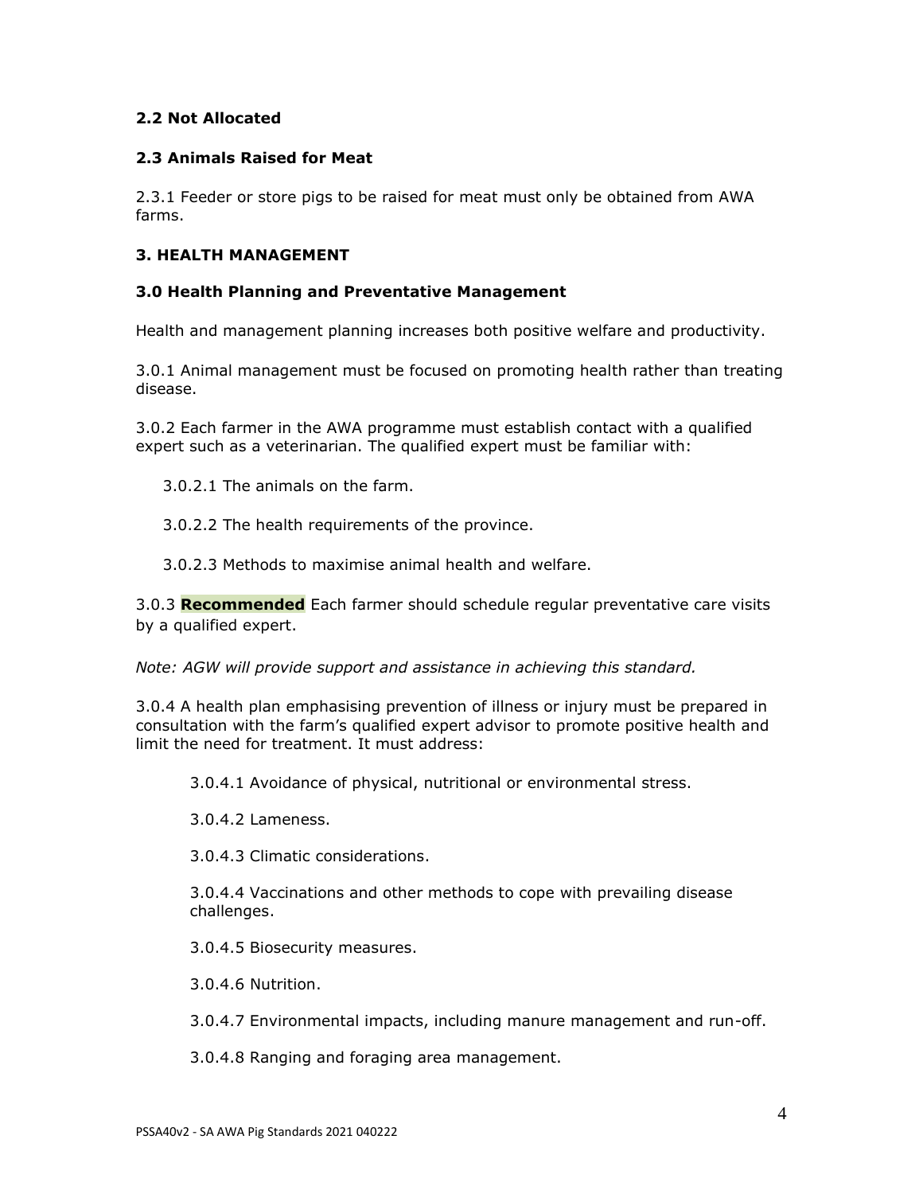### 2.2 Not Allocated

### 2.3 Animals Raised for Meat

2.3.1 Feeder or store pigs to be raised for meat must only be obtained from AWA farms.

## 3. HEALTH MANAGEMENT

### 3.0 Health Planning and Preventative Management

Health and management planning increases both positive welfare and productivity.

3.0.1 Animal management must be focused on promoting health rather than treating disease.

3.0.2 Each farmer in the AWA programme must establish contact with a qualified expert such as a veterinarian. The qualified expert must be familiar with:

- 3.0.2.1 The animals on the farm.
- 3.0.2.2 The health requirements of the province.
- 3.0.2.3 Methods to maximise animal health and welfare.

3.0.3 **Recommended** Each farmer should schedule regular preventative care visits by a qualified expert.

*Note: AGW will provide support and assistance in achieving this standard.*

3.0.4 A health plan emphasising prevention of illness or injury must be prepared in consultation with the farm's qualified expert advisor to promote positive health and limit the need for treatment. It must address:

- 3.0.4.1 Avoidance of physical, nutritional or environmental stress.
- 3.0.4.2 Lameness.
- 3.0.4.3 Climatic considerations.
- 3.0.4.4 Vaccinations and other methods to cope with prevailing disease challenges.
- 3.0.4.5 Biosecurity measures.
- 3.0.4.6 Nutrition.
- 3.0.4.7 Environmental impacts, including manure management and run-off.
- 3.0.4.8 Ranging and foraging area management.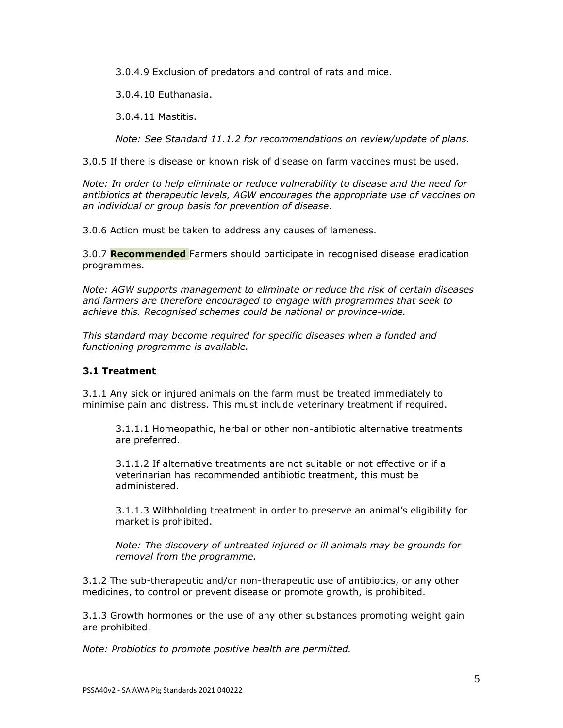3.0.4.9 Exclusion of predators and control of rats and mice.

3.0.4.10 Euthanasia.

3.0.4.11 Mastitis.

*Note: See Standard 11.1.2 for recommendations on review/update of plans.*

3.0.5 If there is disease or known risk of disease on farm vaccines must be used.

*Note: In order to help eliminate or reduce vulnerability to disease and the need for antibiotics at therapeutic levels, AGW encourages the appropriate use of vaccines on an individual or group basis for prevention of disease.*

3.0.6 Action must be taken to address any causes of lameness.

3.0.7 **Recommended** Farmers should participate in recognised disease eradication programmes.

*Note: AGW supports management to eliminate or reduce the risk of certain diseases and farmers are therefore encouraged to engage with programmes that seek to achieve this. Recognised schemes could be national or province-wide.*

*This standard may become required for specific diseases when a funded and functioning programme is available.*

### 3.1 Treatment

3.1.1 Any sick or injured animals on the farm must be treated immediately to minimise pain and distress. This must include veterinary treatment if required.

3.1.1.1 Homeopathic, herbal or other non-antibiotic alternative treatments are preferred.

3.1.1.2 If alternative treatments are not suitable or not effective or if a veterinarian has recommended antibiotic treatment, this must be administered.

3.1.1.3 Withholding treatment in order to preserve an animal's eligibility for market is prohibited.

*Note: The discovery of untreated injured or ill animals may be grounds for removal from the programme.*

3.1.2 The sub-therapeutic and/or non-therapeutic use of antibiotics, or any other medicines, to control or prevent disease or promote growth, is prohibited.

3.1.3 Growth hormones or the use of any other substances promoting weight gain are prohibited.

*Note: Probiotics to promote positive health are permitted.*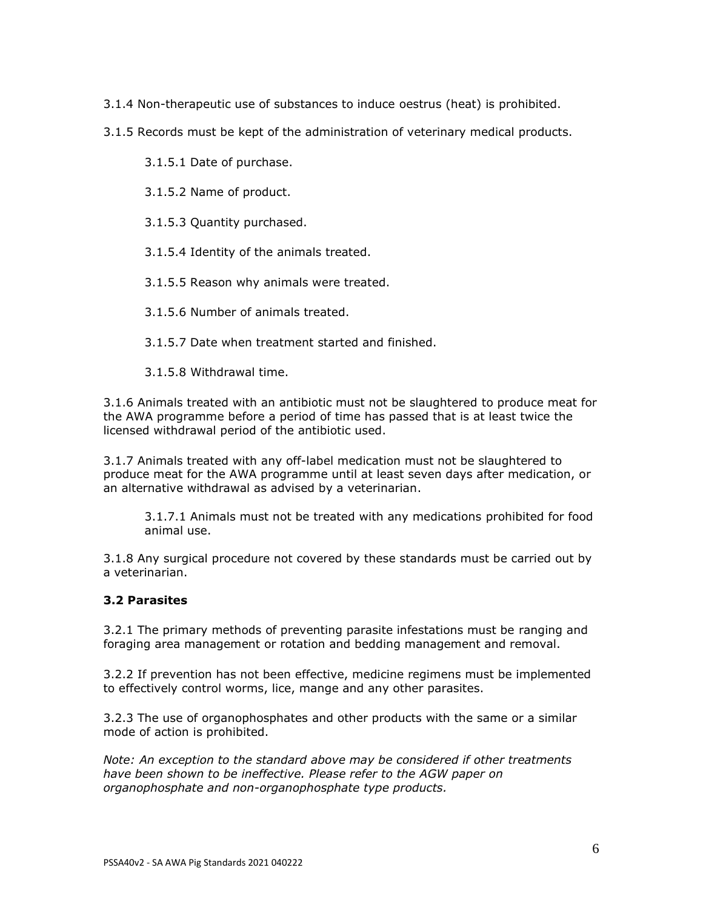3.1.4 Non-therapeutic use of substances to induce oestrus (heat) is prohibited.

3.1.5 Records must be kept of the administration of veterinary medical products.

- 3.1.5.1 Date of purchase.
- 3.1.5.2 Name of product.
- 3.1.5.3 Quantity purchased.
- 3.1.5.4 Identity of the animals treated.
- 3.1.5.5 Reason why animals were treated.
- 3.1.5.6 Number of animals treated.
- 3.1.5.7 Date when treatment started and finished.
- 3.1.5.8 Withdrawal time.

3.1.6 Animals treated with an antibiotic must not be slaughtered to produce meat for the AWA programme before a period of time has passed that is at least twice the licensed withdrawal period of the antibiotic used.

3.1.7 Animals treated with any off-label medication must not be slaughtered to produce meat for the AWA programme until at least seven days after medication, or an alternative withdrawal as advised by a veterinarian.

- 3.1.7.1 Animals must not be treated with any medications prohibited for food animal use.

3.1.8 Any surgical procedure not covered by these standards must be carried out by a veterinarian.

### 3.2 Parasites

3.2.1 The primary methods of preventing parasite infestations must be ranging and foraging area management or rotation and bedding management and removal.

3.2.2 If prevention has not been effective, medicine regimens must be implemented to effectively control worms, lice, mange and any other parasites.

3.2.3 The use of organophosphates and other products with the same or a similar mode of action is prohibited.

*Note: An exception to the standard above may be considered if other treatments have been shown to be ineffective. Please refer to the AGW paper on organophosphate and non-organophosphate type products.*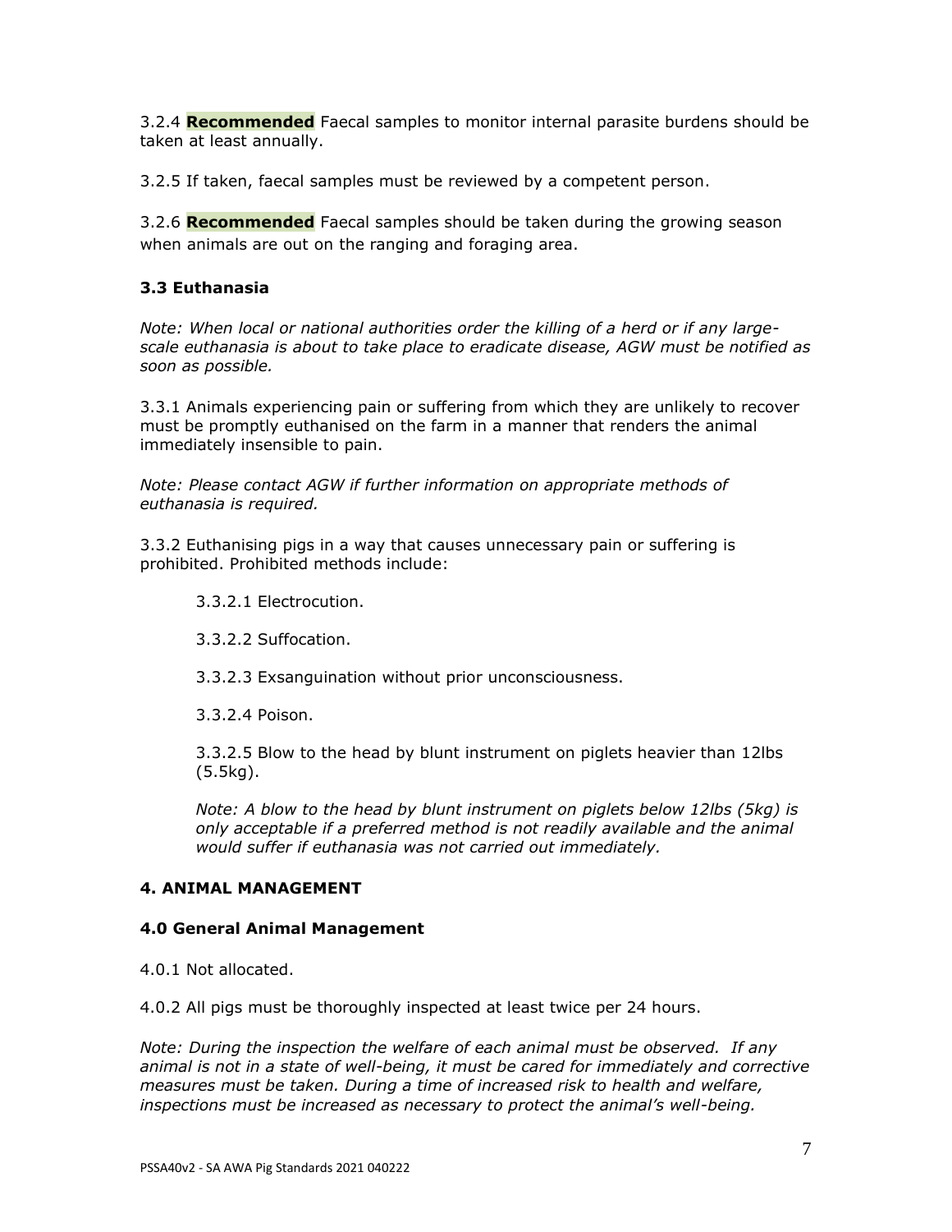3.2.4 **Recommended** Faecal samples to monitor internal parasite burdens should be taken at least annually.

3.2.5 If taken, faecal samples must be reviewed by a competent person.

3.2.6 **Recommended** Faecal samples should be taken during the growing season when animals are out on the ranging and foraging area.

### 3.3 Euthanasia

*Note: When local or national authorities order the killing of a herd or if any large-scale euthanasia is about to take place to eradicate disease, AGW must be notified as soon as possible.*

3.3.1 Animals experiencing pain or suffering from which they are unlikely to recover must be promptly euthanised on the farm in a manner that renders the animal immediately insensible to pain.

*Note: Please contact AGW if further information on appropriate methods of euthanasia is required.*

3.3.2 Euthanising pigs in a way that causes unnecessary pain or suffering is prohibited. Prohibited methods include:

3.3.2.1 Electrocution.

3.3.2.2 Suffocation.

3.3.2.3 Exsanguination without prior unconsciousness.

3.3.2.4 Poison.

3.3.2.5 Blow to the head by blunt instrument on piglets heavier than 12lbs (5.5kg).

*Note: A blow to the head by blunt instrument on piglets below 12lbs (5kg) is only acceptable if a preferred method is not readily available and the animal would suffer if euthanasia was not carried out immediately.*

## 4. ANIMAL MANAGEMENT

### 4.0 General Animal Management

4.0.1 Not allocated.

4.0.2 All pigs must be thoroughly inspected at least twice per 24 hours.

*Note: During the inspection the welfare of each animal must be observed. If any animal is not in a state of well-being, it must be cared for immediately and corrective measures must be taken. During a time of increased risk to health and welfare, inspections must be increased as necessary to protect the animal's well-being.*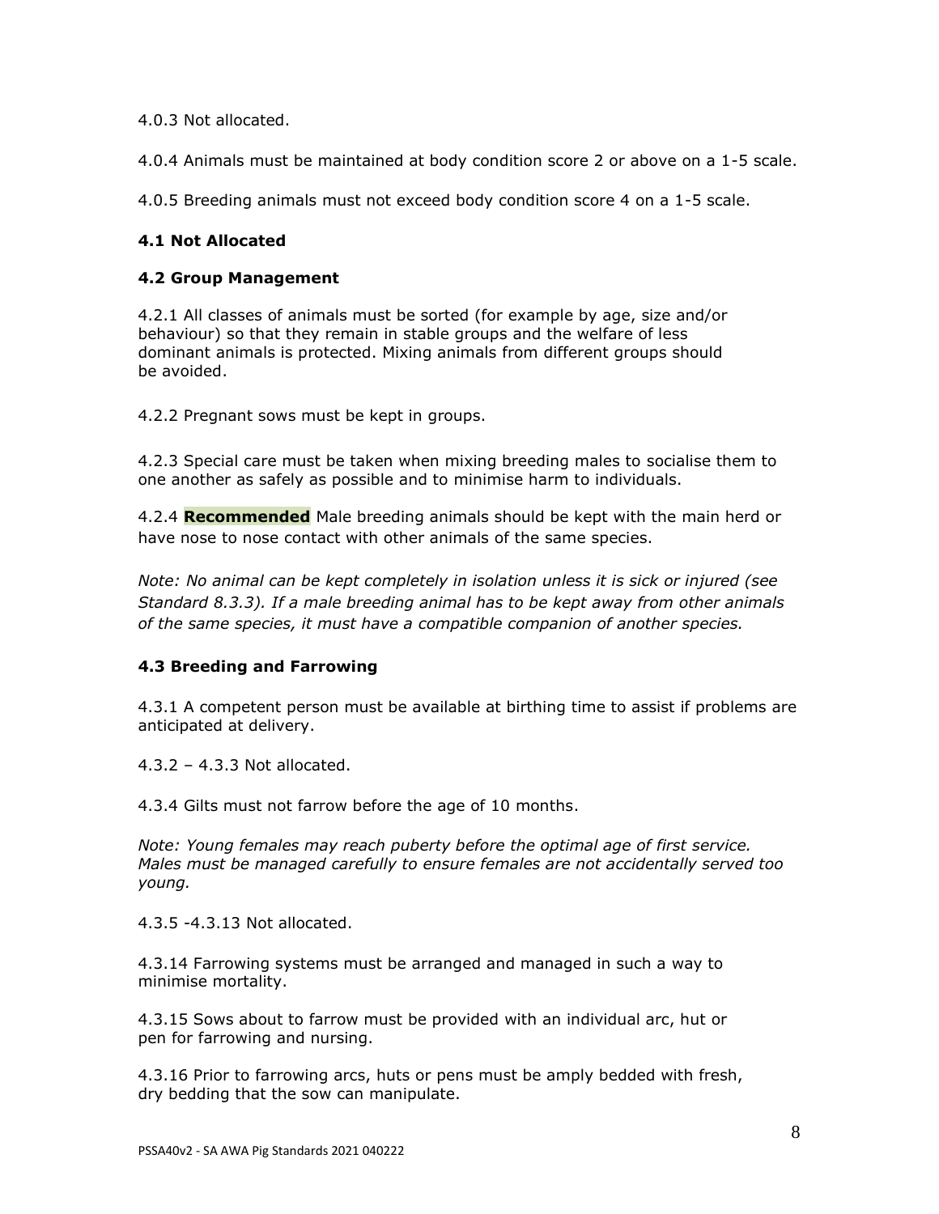4.0.3 Not allocated.

4.0.4 Animals must be maintained at body condition score 2 or above on a 1-5 scale.

4.0.5 Breeding animals must not exceed body condition score 4 on a 1-5 scale.

### 4.1 Not Allocated

### 4.2 Group Management

4.2.1 All classes of animals must be sorted (for example by age, size and/or behaviour) so that they remain in stable groups and the welfare of less dominant animals is protected. Mixing animals from different groups should be avoided.

4.2.2 Pregnant sows must be kept in groups.

4.2.3 Special care must be taken when mixing breeding males to socialise them to one another as safely as possible and to minimise harm to individuals.

4.2.4 **Recommended** Male breeding animals should be kept with the main herd or have nose to nose contact with other animals of the same species.

*Note: No animal can be kept completely in isolation unless it is sick or injured (see Standard 8.3.3). If a male breeding animal has to be kept away from other animals of the same species, it must have a compatible companion of another species.*

### 4.3 Breeding and Farrowing

4.3.1 A competent person must be available at birthing time to assist if problems are anticipated at delivery.

4.3.2 – 4.3.3 Not allocated.

4.3.4 Gilts must not farrow before the age of 10 months.

*Note: Young females may reach puberty before the optimal age of first service. Males must be managed carefully to ensure females are not accidentally served too young.*

4.3.5 -4.3.13 Not allocated.

4.3.14 Farrowing systems must be arranged and managed in such a way to minimise mortality.

4.3.15 Sows about to farrow must be provided with an individual arc, hut or pen for farrowing and nursing.

4.3.16 Prior to farrowing arcs, huts or pens must be amply bedded with fresh, dry bedding that the sow can manipulate.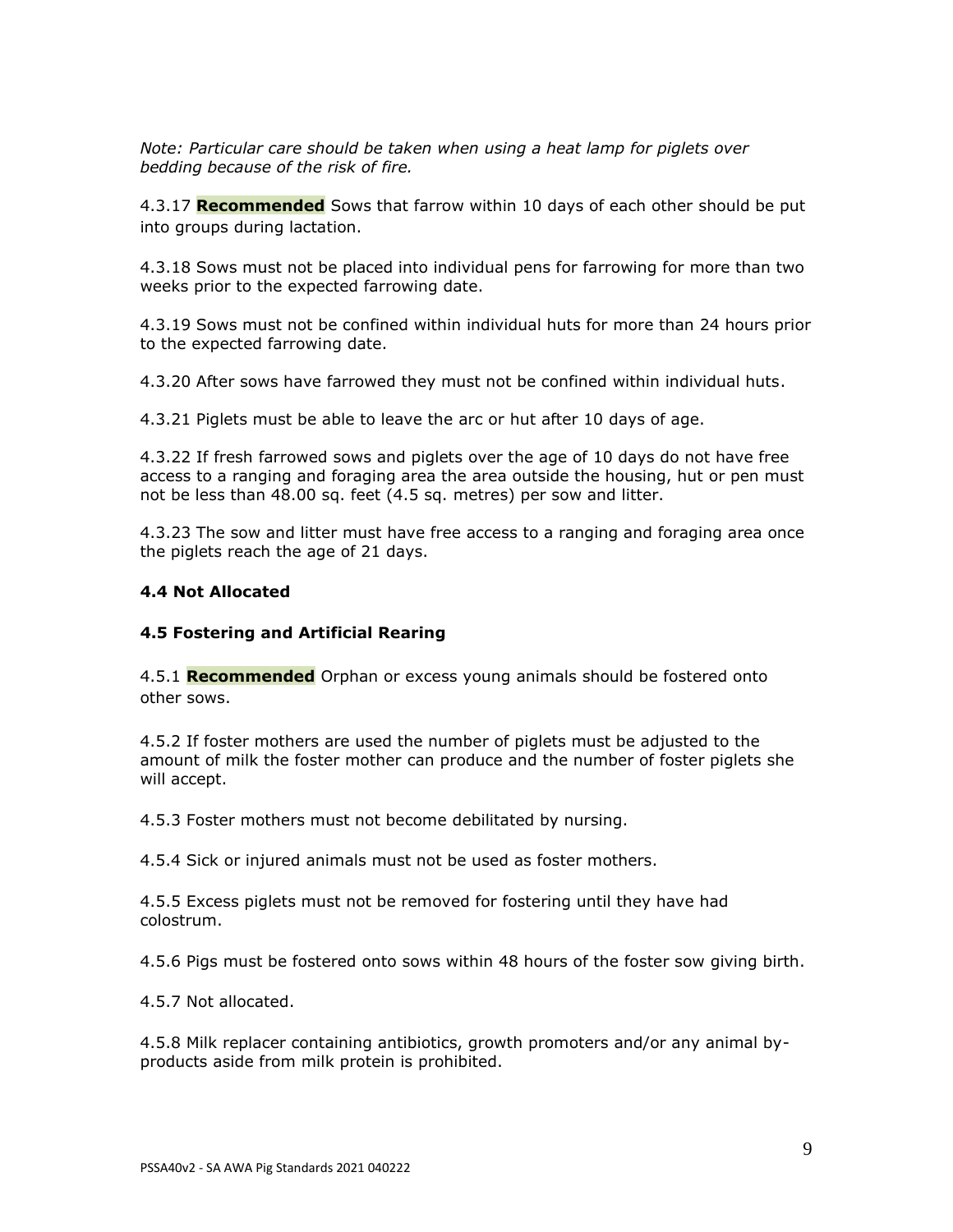*Note: Particular care should be taken when using a heat lamp for piglets over bedding because of the risk of fire.*

4.3.17 **Recommended** Sows that farrow within 10 days of each other should be put into groups during lactation.

4.3.18 Sows must not be placed into individual pens for farrowing for more than two weeks prior to the expected farrowing date.

4.3.19 Sows must not be confined within individual huts for more than 24 hours prior to the expected farrowing date.

4.3.20 After sows have farrowed they must not be confined within individual huts.

4.3.21 Piglets must be able to leave the arc or hut after 10 days of age.

4.3.22 If fresh farrowed sows and piglets over the age of 10 days do not have free access to a ranging and foraging area the area outside the housing, hut or pen must not be less than 48.00 sq. feet (4.5 sq. metres) per sow and litter.

4.3.23 The sow and litter must have free access to a ranging and foraging area once the piglets reach the age of 21 days.

### 4.4 Not Allocated

### 4.5 Fostering and Artificial Rearing

4.5.1 **Recommended** Orphan or excess young animals should be fostered onto other sows.

4.5.2 If foster mothers are used the number of piglets must be adjusted to the amount of milk the foster mother can produce and the number of foster piglets she will accept.

4.5.3 Foster mothers must not become debilitated by nursing.

4.5.4 Sick or injured animals must not be used as foster mothers.

4.5.5 Excess piglets must not be removed for fostering until they have had colostrum.

4.5.6 Pigs must be fostered onto sows within 48 hours of the foster sow giving birth.

4.5.7 Not allocated.

4.5.8 Milk replacer containing antibiotics, growth promoters and/or any animal by-products aside from milk protein is prohibited.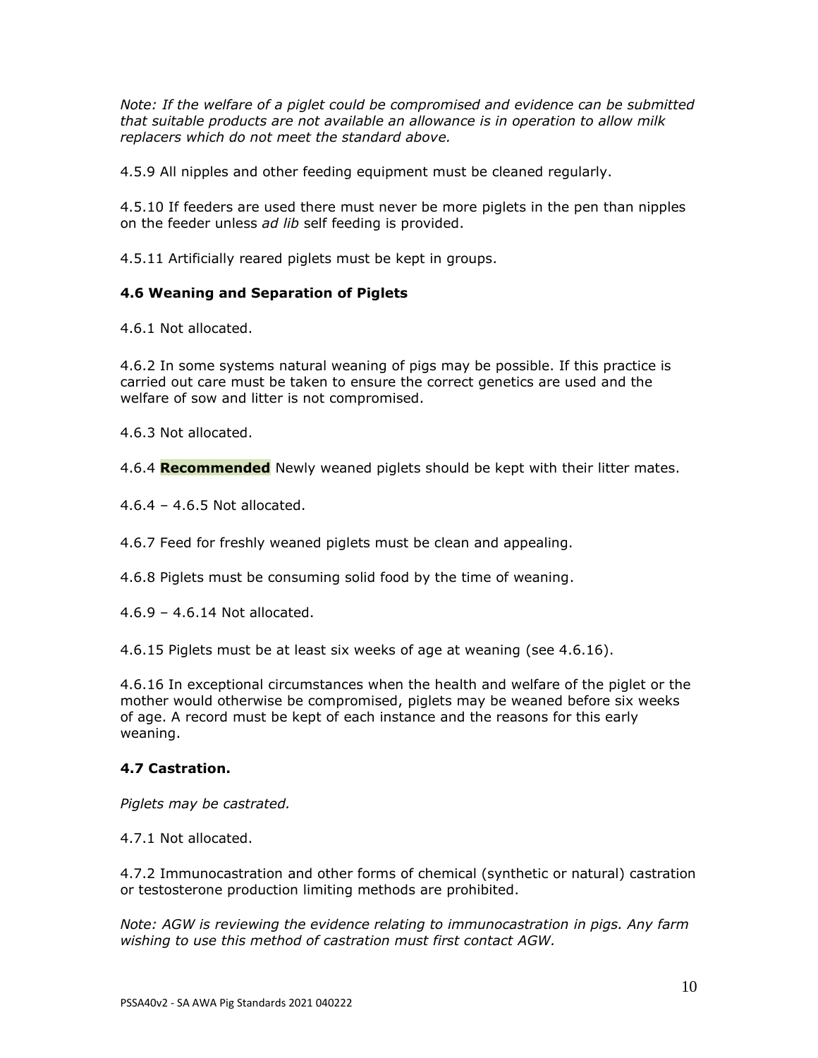*Note: If the welfare of a piglet could be compromised and evidence can be submitted that suitable products are not available an allowance is in operation to allow milk replacers which do not meet the standard above.*

4.5.9 All nipples and other feeding equipment must be cleaned regularly.

4.5.10 If feeders are used there must never be more piglets in the pen than nipples on the feeder unless *ad lib* self feeding is provided.

4.5.11 Artificially reared piglets must be kept in groups.

### 4.6 Weaning and Separation of Piglets

4.6.1 Not allocated.

4.6.2 In some systems natural weaning of pigs may be possible. If this practice is carried out care must be taken to ensure the correct genetics are used and the welfare of sow and litter is not compromised.

4.6.3 Not allocated.

4.6.4 **Recommended** Newly weaned piglets should be kept with their litter mates.

4.6.4 – 4.6.5 Not allocated.

4.6.7 Feed for freshly weaned piglets must be clean and appealing.

4.6.8 Piglets must be consuming solid food by the time of weaning.

4.6.9 – 4.6.14 Not allocated.

4.6.15 Piglets must be at least six weeks of age at weaning (see 4.6.16).

4.6.16 In exceptional circumstances when the health and welfare of the piglet or the mother would otherwise be compromised, piglets may be weaned before six weeks of age. A record must be kept of each instance and the reasons for this early weaning.

### 4.7 Castration.

*Piglets may be castrated.*

4.7.1 Not allocated.

4.7.2 Immunocastration and other forms of chemical (synthetic or natural) castration or testosterone production limiting methods are prohibited.

*Note: AGW is reviewing the evidence relating to immunocastration in pigs. Any farm wishing to use this method of castration must first contact AGW.*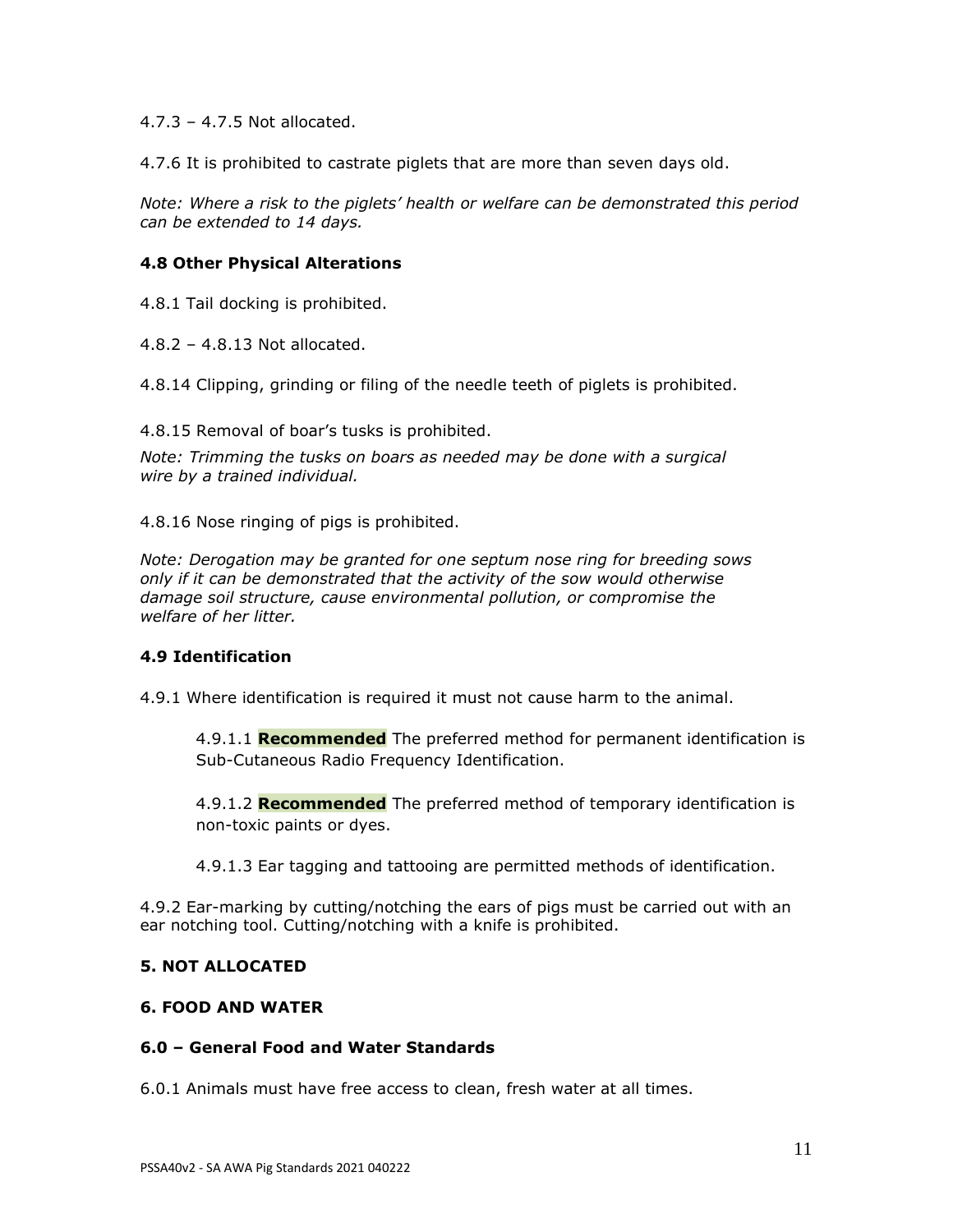4.7.3 – 4.7.5 Not allocated.

4.7.6 It is prohibited to castrate piglets that are more than seven days old.

*Note: Where a risk to the piglets' health or welfare can be demonstrated this period can be extended to 14 days.*

### 4.8 Other Physical Alterations

4.8.1 Tail docking is prohibited.

4.8.2 – 4.8.13 Not allocated.

4.8.14 Clipping, grinding or filing of the needle teeth of piglets is prohibited.

4.8.15 Removal of boar's tusks is prohibited.

*Note: Trimming the tusks on boars as needed may be done with a surgical wire by a trained individual.*

4.8.16 Nose ringing of pigs is prohibited.

*Note: Derogation may be granted for one septum nose ring for breeding sows only if it can be demonstrated that the activity of the sow would otherwise damage soil structure, cause environmental pollution, or compromise the welfare of her litter.*

### 4.9 Identification

4.9.1 Where identification is required it must not cause harm to the animal.

> 4.9.1.1 **Recommended** The preferred method for permanent identification is Sub-Cutaneous Radio Frequency Identification.
>
> 4.9.1.2 **Recommended** The preferred method of temporary identification is non-toxic paints or dyes.
>
> 4.9.1.3 Ear tagging and tattooing are permitted methods of identification.

4.9.2 Ear-marking by cutting/notching the ears of pigs must be carried out with an ear notching tool. Cutting/notching with a knife is prohibited.

## 5. NOT ALLOCATED

## 6. FOOD AND WATER

### 6.0 – General Food and Water Standards

6.0.1 Animals must have free access to clean, fresh water at all times.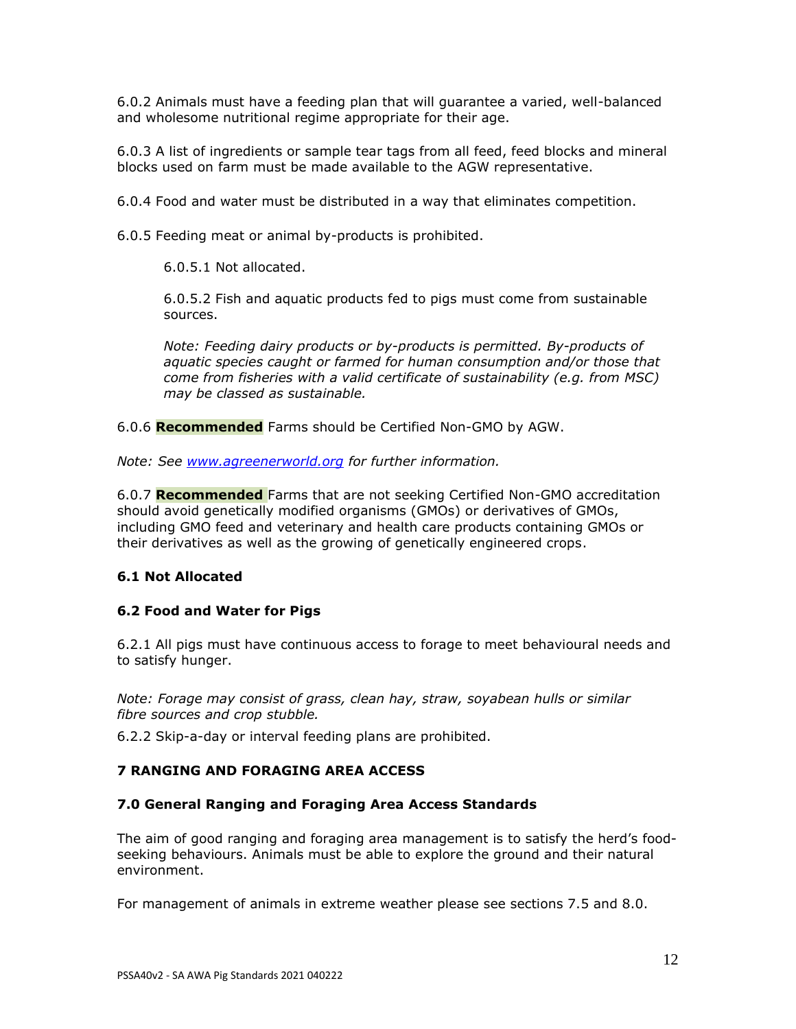6.0.2 Animals must have a feeding plan that will guarantee a varied, well-balanced and wholesome nutritional regime appropriate for their age.

6.0.3 A list of ingredients or sample tear tags from all feed, feed blocks and mineral blocks used on farm must be made available to the AGW representative.

6.0.4 Food and water must be distributed in a way that eliminates competition.

6.0.5 Feeding meat or animal by-products is prohibited.

> 6.0.5.1 Not allocated.
>
> 6.0.5.2 Fish and aquatic products fed to pigs must come from sustainable sources.
>
> *Note: Feeding dairy products or by-products is permitted. By-products of aquatic species caught or farmed for human consumption and/or those that come from fisheries with a valid certificate of sustainability (e.g. from MSC) may be classed as sustainable.*

6.0.6 **Recommended** Farms should be Certified Non-GMO by AGW.

*Note: See [www.agreenerworld.org](http://www.agreenerworld.org) for further information.*

6.0.7 **Recommended** Farms that are not seeking Certified Non-GMO accreditation should avoid genetically modified organisms (GMOs) or derivatives of GMOs, including GMO feed and veterinary and health care products containing GMOs or their derivatives as well as the growing of genetically engineered crops.

### 6.1 Not Allocated

### 6.2 Food and Water for Pigs

6.2.1 All pigs must have continuous access to forage to meet behavioural needs and to satisfy hunger.

*Note: Forage may consist of grass, clean hay, straw, soyabean hulls or similar fibre sources and crop stubble.*

6.2.2 Skip-a-day or interval feeding plans are prohibited.

## 7 RANGING AND FORAGING AREA ACCESS

### 7.0 General Ranging and Foraging Area Access Standards

The aim of good ranging and foraging area management is to satisfy the herd's food-seeking behaviours. Animals must be able to explore the ground and their natural environment.

For management of animals in extreme weather please see sections 7.5 and 8.0.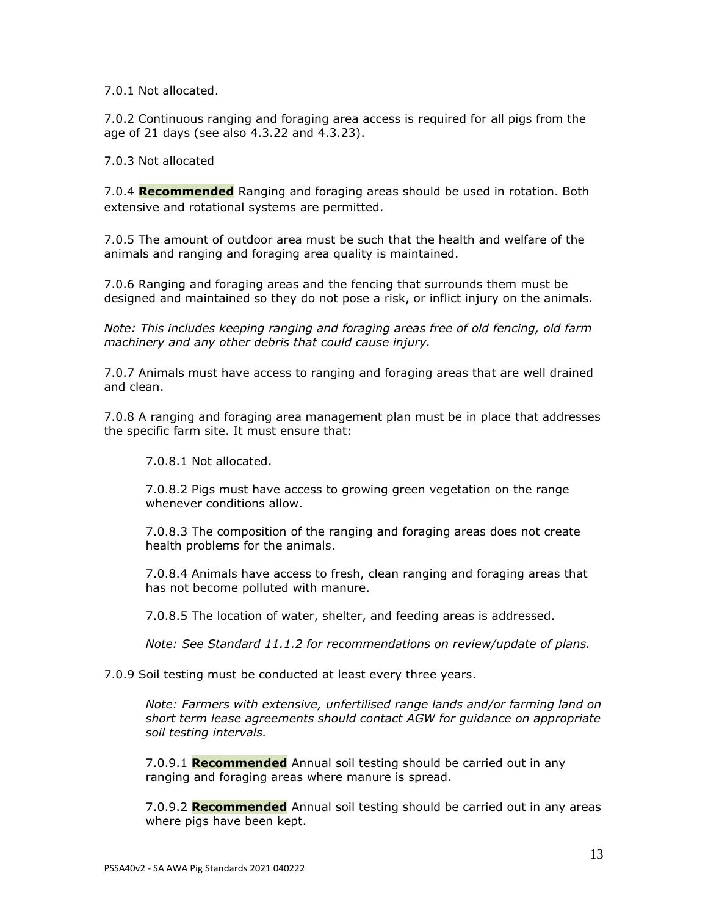7.0.1 Not allocated.

7.0.2 Continuous ranging and foraging area access is required for all pigs from the age of 21 days (see also 4.3.22 and 4.3.23).

7.0.3 Not allocated

7.0.4 **Recommended** Ranging and foraging areas should be used in rotation. Both extensive and rotational systems are permitted.

7.0.5 The amount of outdoor area must be such that the health and welfare of the animals and ranging and foraging area quality is maintained.

7.0.6 Ranging and foraging areas and the fencing that surrounds them must be designed and maintained so they do not pose a risk, or inflict injury on the animals.

*Note: This includes keeping ranging and foraging areas free of old fencing, old farm machinery and any other debris that could cause injury.*

7.0.7 Animals must have access to ranging and foraging areas that are well drained and clean.

7.0.8 A ranging and foraging area management plan must be in place that addresses the specific farm site. It must ensure that:

> 7.0.8.1 Not allocated.
>
> 7.0.8.2 Pigs must have access to growing green vegetation on the range whenever conditions allow.
>
> 7.0.8.3 The composition of the ranging and foraging areas does not create health problems for the animals.
>
> 7.0.8.4 Animals have access to fresh, clean ranging and foraging areas that has not become polluted with manure.
>
> 7.0.8.5 The location of water, shelter, and feeding areas is addressed.
>
> *Note: See Standard 11.1.2 for recommendations on review/update of plans.*

7.0.9 Soil testing must be conducted at least every three years.

> *Note: Farmers with extensive, unfertilised range lands and/or farming land on short term lease agreements should contact AGW for guidance on appropriate soil testing intervals.*
>
> 7.0.9.1 **Recommended** Annual soil testing should be carried out in any ranging and foraging areas where manure is spread.
>
> 7.0.9.2 **Recommended** Annual soil testing should be carried out in any areas where pigs have been kept.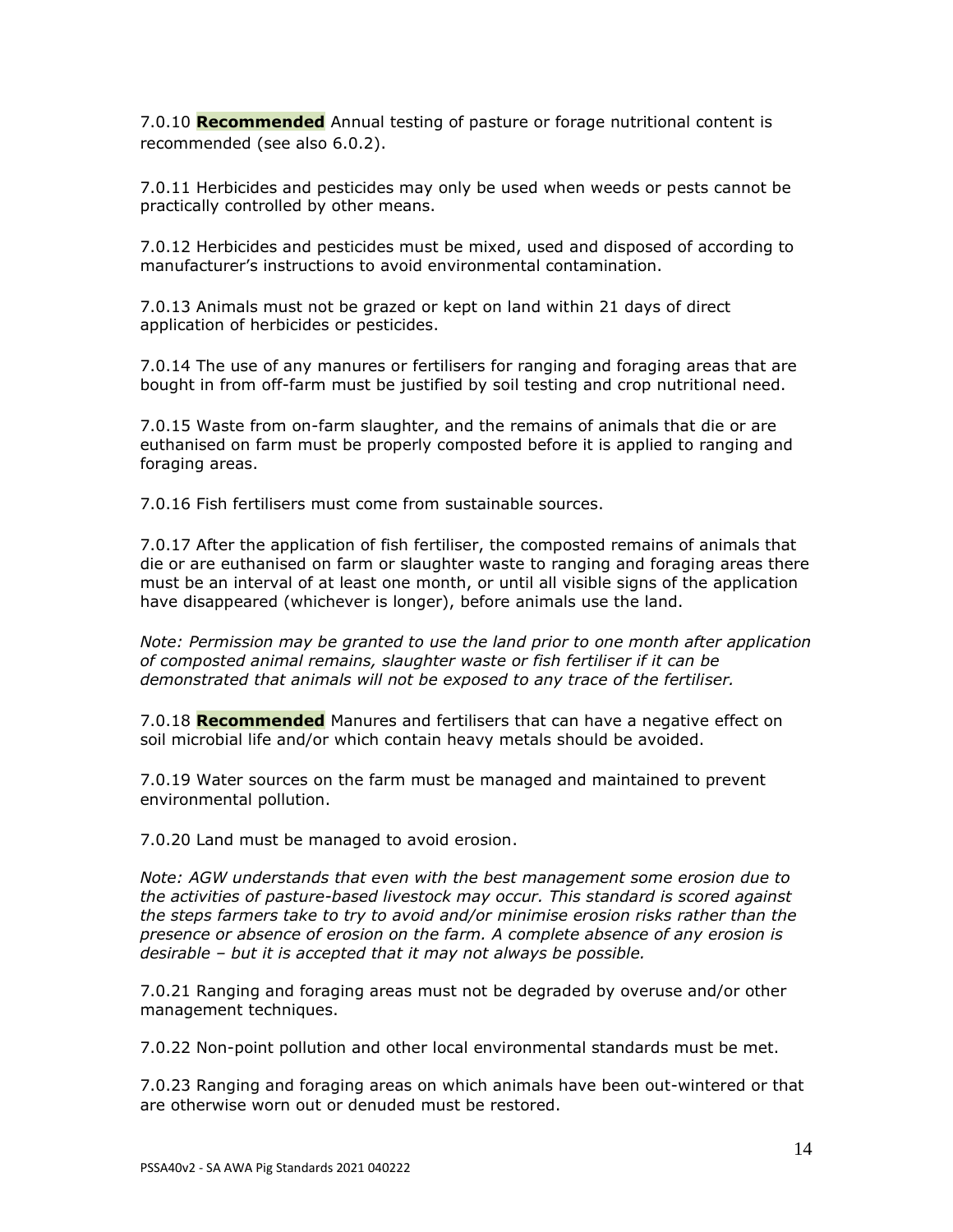7.0.10 **Recommended** Annual testing of pasture or forage nutritional content is recommended (see also 6.0.2).

7.0.11 Herbicides and pesticides may only be used when weeds or pests cannot be practically controlled by other means.

7.0.12 Herbicides and pesticides must be mixed, used and disposed of according to manufacturer's instructions to avoid environmental contamination.

7.0.13 Animals must not be grazed or kept on land within 21 days of direct application of herbicides or pesticides.

7.0.14 The use of any manures or fertilisers for ranging and foraging areas that are bought in from off-farm must be justified by soil testing and crop nutritional need.

7.0.15 Waste from on-farm slaughter, and the remains of animals that die or are euthanised on farm must be properly composted before it is applied to ranging and foraging areas.

7.0.16 Fish fertilisers must come from sustainable sources.

7.0.17 After the application of fish fertiliser, the composted remains of animals that die or are euthanised on farm or slaughter waste to ranging and foraging areas there must be an interval of at least one month, or until all visible signs of the application have disappeared (whichever is longer), before animals use the land.

*Note: Permission may be granted to use the land prior to one month after application of composted animal remains, slaughter waste or fish fertiliser if it can be demonstrated that animals will not be exposed to any trace of the fertiliser.*

7.0.18 **Recommended** Manures and fertilisers that can have a negative effect on soil microbial life and/or which contain heavy metals should be avoided.

7.0.19 Water sources on the farm must be managed and maintained to prevent environmental pollution.

7.0.20 Land must be managed to avoid erosion.

*Note: AGW understands that even with the best management some erosion due to the activities of pasture-based livestock may occur. This standard is scored against the steps farmers take to try to avoid and/or minimise erosion risks rather than the presence or absence of erosion on the farm. A complete absence of any erosion is desirable – but it is accepted that it may not always be possible.*

7.0.21 Ranging and foraging areas must not be degraded by overuse and/or other management techniques.

7.0.22 Non-point pollution and other local environmental standards must be met.

7.0.23 Ranging and foraging areas on which animals have been out-wintered or that are otherwise worn out or denuded must be restored.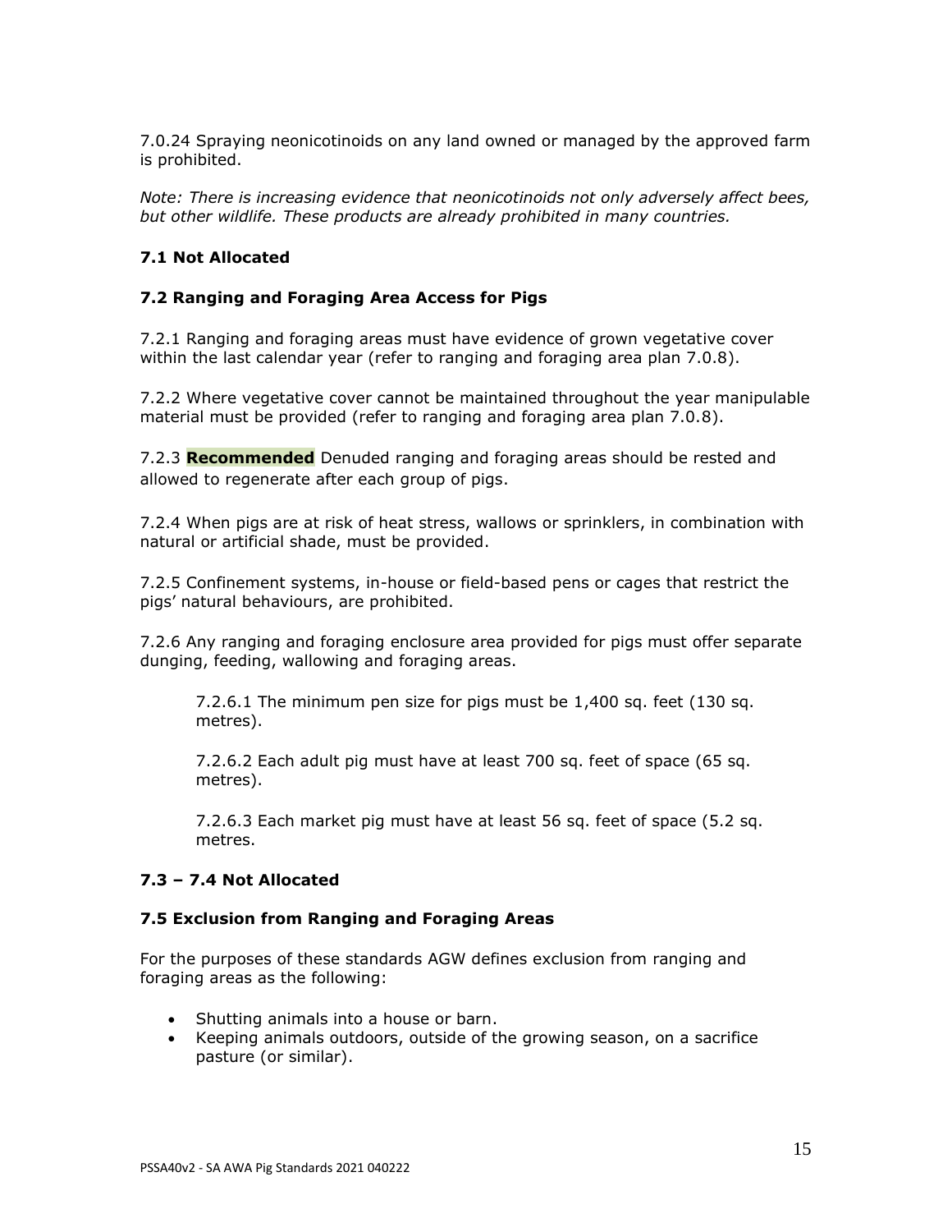7.0.24 Spraying neonicotinoids on any land owned or managed by the approved farm is prohibited.

*Note: There is increasing evidence that neonicotinoids not only adversely affect bees, but other wildlife. These products are already prohibited in many countries.*

### 7.1 Not Allocated

### 7.2 Ranging and Foraging Area Access for Pigs

7.2.1 Ranging and foraging areas must have evidence of grown vegetative cover within the last calendar year (refer to ranging and foraging area plan 7.0.8).

7.2.2 Where vegetative cover cannot be maintained throughout the year manipulable material must be provided (refer to ranging and foraging area plan 7.0.8).

7.2.3 **Recommended** Denuded ranging and foraging areas should be rested and allowed to regenerate after each group of pigs.

7.2.4 When pigs are at risk of heat stress, wallows or sprinklers, in combination with natural or artificial shade, must be provided.

7.2.5 Confinement systems, in-house or field-based pens or cages that restrict the pigs' natural behaviours, are prohibited.

7.2.6 Any ranging and foraging enclosure area provided for pigs must offer separate dunging, feeding, wallowing and foraging areas.

> 7.2.6.1 The minimum pen size for pigs must be 1,400 sq. feet (130 sq. metres).
>
> 7.2.6.2 Each adult pig must have at least 700 sq. feet of space (65 sq. metres).
>
> 7.2.6.3 Each market pig must have at least 56 sq. feet of space (5.2 sq. metres.

### 7.3 – 7.4 Not Allocated

### 7.5 Exclusion from Ranging and Foraging Areas

For the purposes of these standards AGW defines exclusion from ranging and foraging areas as the following:

- Shutting animals into a house or barn.
- Keeping animals outdoors, outside of the growing season, on a sacrifice pasture (or similar).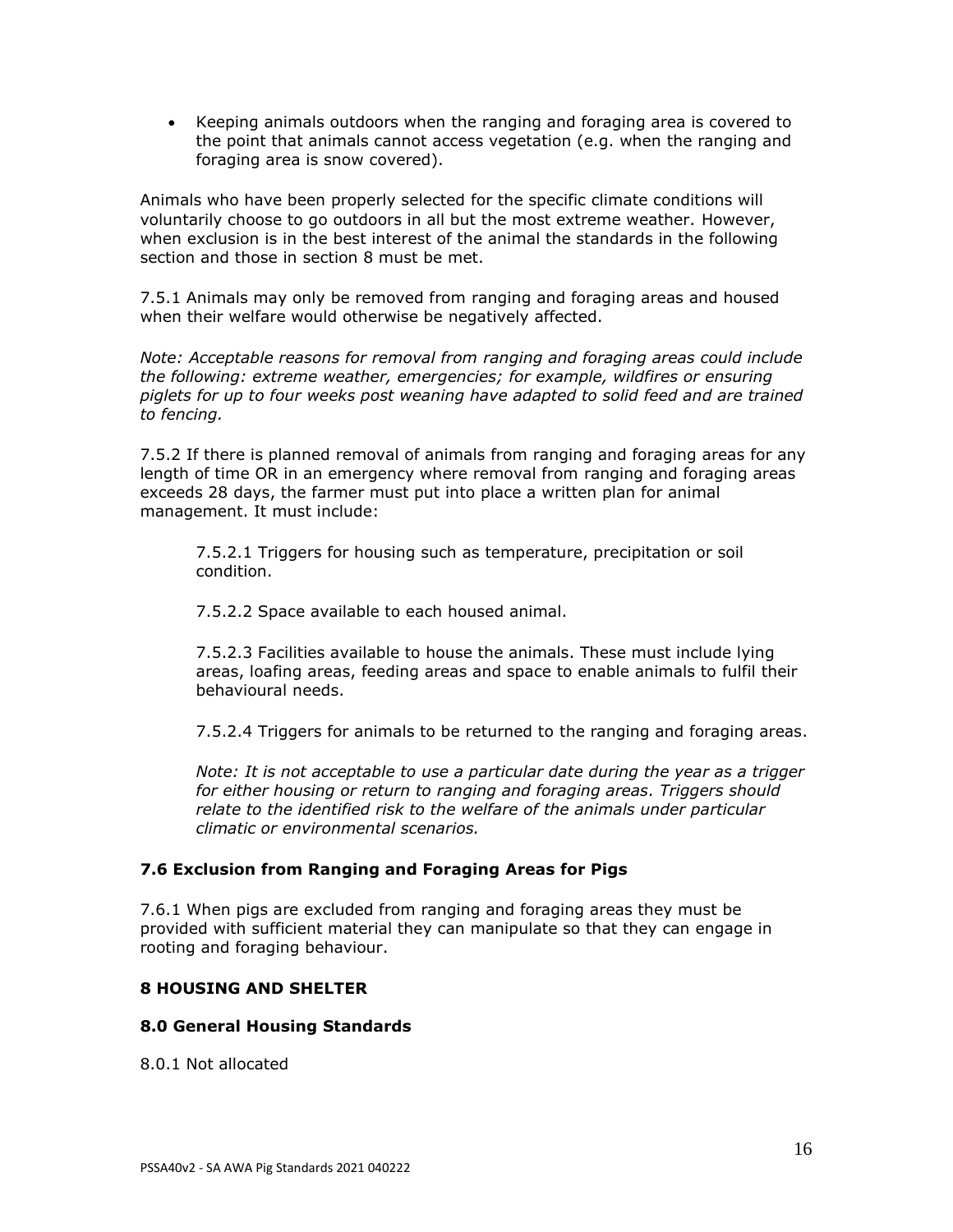- Keeping animals outdoors when the ranging and foraging area is covered to the point that animals cannot access vegetation (e.g. when the ranging and foraging area is snow covered).

Animals who have been properly selected for the specific climate conditions will voluntarily choose to go outdoors in all but the most extreme weather. However, when exclusion is in the best interest of the animal the standards in the following section and those in section 8 must be met.

7.5.1 Animals may only be removed from ranging and foraging areas and housed when their welfare would otherwise be negatively affected.

*Note: Acceptable reasons for removal from ranging and foraging areas could include the following: extreme weather, emergencies; for example, wildfires or ensuring piglets for up to four weeks post weaning have adapted to solid feed and are trained to fencing.*

7.5.2 If there is planned removal of animals from ranging and foraging areas for any length of time OR in an emergency where removal from ranging and foraging areas exceeds 28 days, the farmer must put into place a written plan for animal management. It must include:

> 7.5.2.1 Triggers for housing such as temperature, precipitation or soil condition.
>
> 7.5.2.2 Space available to each housed animal.
>
> 7.5.2.3 Facilities available to house the animals. These must include lying areas, loafing areas, feeding areas and space to enable animals to fulfil their behavioural needs.
>
> 7.5.2.4 Triggers for animals to be returned to the ranging and foraging areas.
>
> *Note: It is not acceptable to use a particular date during the year as a trigger for either housing or return to ranging and foraging areas. Triggers should relate to the identified risk to the welfare of the animals under particular climatic or environmental scenarios.*

### 7.6 Exclusion from Ranging and Foraging Areas for Pigs

7.6.1 When pigs are excluded from ranging and foraging areas they must be provided with sufficient material they can manipulate so that they can engage in rooting and foraging behaviour.

## 8 HOUSING AND SHELTER

### 8.0 General Housing Standards

8.0.1 Not allocated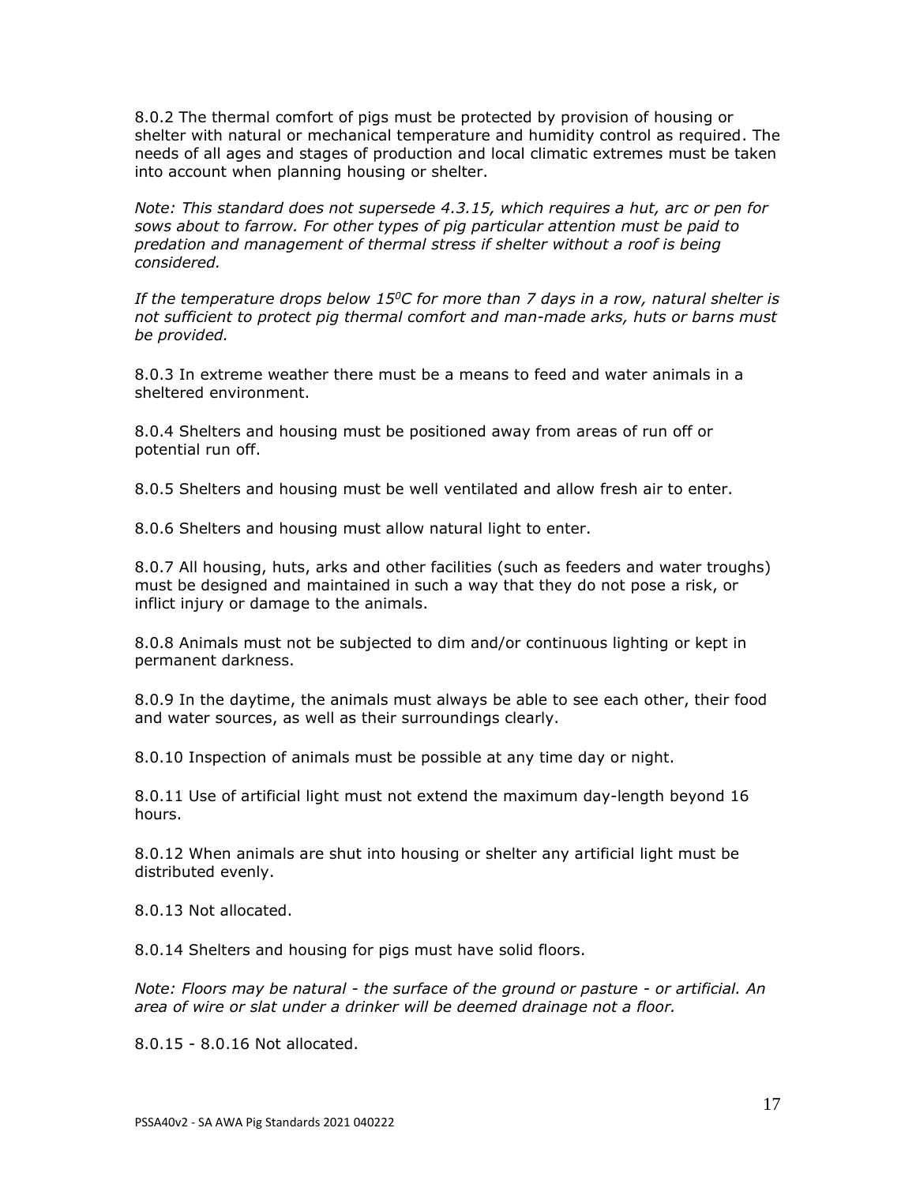8.0.2 The thermal comfort of pigs must be protected by provision of housing or shelter with natural or mechanical temperature and humidity control as required. The needs of all ages and stages of production and local climatic extremes must be taken into account when planning housing or shelter.

*Note: This standard does not supersede 4.3.15, which requires a hut, arc or pen for sows about to farrow. For other types of pig particular attention must be paid to predation and management of thermal stress if shelter without a roof is being considered.*

*If the temperature drops below 15$^0$C for more than 7 days in a row, natural shelter is not sufficient to protect pig thermal comfort and man-made arks, huts or barns must be provided.*

8.0.3 In extreme weather there must be a means to feed and water animals in a sheltered environment.

8.0.4 Shelters and housing must be positioned away from areas of run off or potential run off.

8.0.5 Shelters and housing must be well ventilated and allow fresh air to enter.

8.0.6 Shelters and housing must allow natural light to enter.

8.0.7 All housing, huts, arks and other facilities (such as feeders and water troughs) must be designed and maintained in such a way that they do not pose a risk, or inflict injury or damage to the animals.

8.0.8 Animals must not be subjected to dim and/or continuous lighting or kept in permanent darkness.

8.0.9 In the daytime, the animals must always be able to see each other, their food and water sources, as well as their surroundings clearly.

8.0.10 Inspection of animals must be possible at any time day or night.

8.0.11 Use of artificial light must not extend the maximum day-length beyond 16 hours.

8.0.12 When animals are shut into housing or shelter any artificial light must be distributed evenly.

8.0.13 Not allocated.

8.0.14 Shelters and housing for pigs must have solid floors.

*Note: Floors may be natural - the surface of the ground or pasture - or artificial. An area of wire or slat under a drinker will be deemed drainage not a floor.*

8.0.15 - 8.0.16 Not allocated.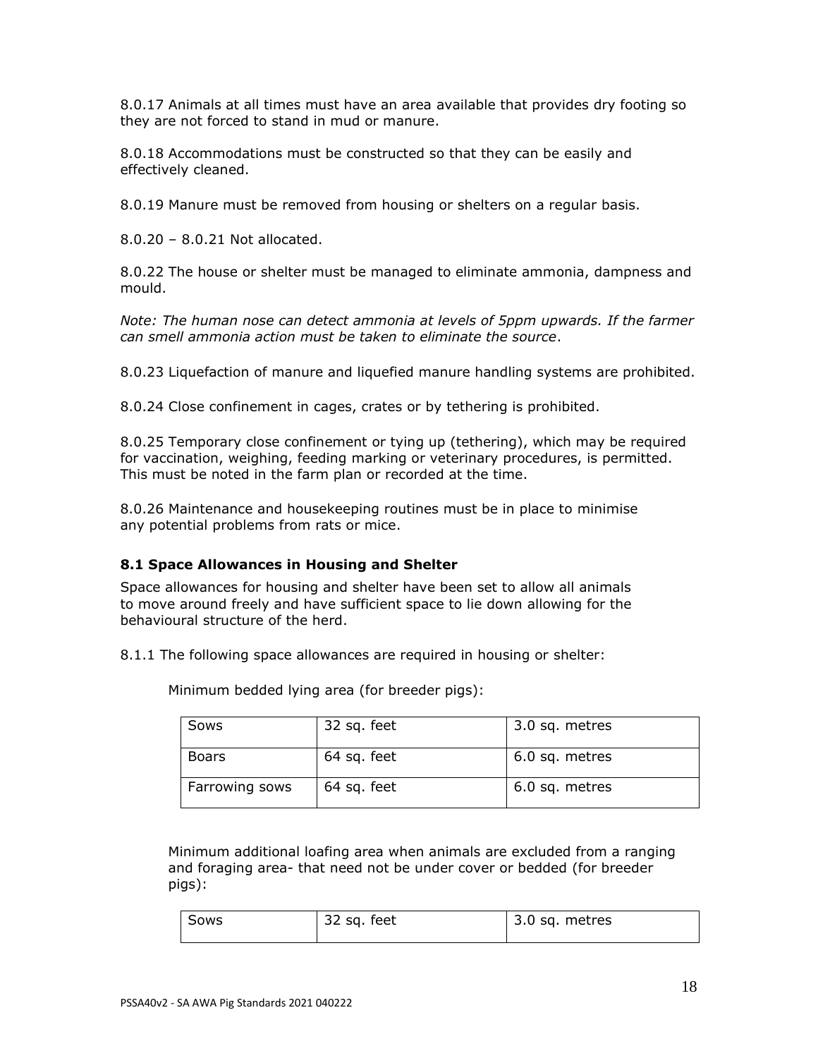8.0.17 Animals at all times must have an area available that provides dry footing so they are not forced to stand in mud or manure.

8.0.18 Accommodations must be constructed so that they can be easily and effectively cleaned.

8.0.19 Manure must be removed from housing or shelters on a regular basis.

8.0.20 – 8.0.21 Not allocated.

8.0.22 The house or shelter must be managed to eliminate ammonia, dampness and mould.

*Note: The human nose can detect ammonia at levels of 5ppm upwards. If the farmer can smell ammonia action must be taken to eliminate the source*.

8.0.23 Liquefaction of manure and liquefied manure handling systems are prohibited.

8.0.24 Close confinement in cages, crates or by tethering is prohibited.

8.0.25 Temporary close confinement or tying up (tethering), which may be required for vaccination, weighing, feeding marking or veterinary procedures, is permitted. This must be noted in the farm plan or recorded at the time.

8.0.26 Maintenance and housekeeping routines must be in place to minimise any potential problems from rats or mice.

### 8.1 Space Allowances in Housing and Shelter

Space allowances for housing and shelter have been set to allow all animals to move around freely and have sufficient space to lie down allowing for the behavioural structure of the herd.

8.1.1 The following space allowances are required in housing or shelter:

Minimum bedded lying area (for breeder pigs):

| Sows | 32 sq. feet | 3.0 sq. metres |
|---|---|---|
| Boars | 64 sq. feet | 6.0 sq. metres |
| Farrowing sows | 64 sq. feet | 6.0 sq. metres |

Minimum additional loafing area when animals are excluded from a ranging and foraging area- that need not be under cover or bedded (for breeder pigs):

| Sows | 32 sq. feet | 3.0 sq. metres |
|---|---|---|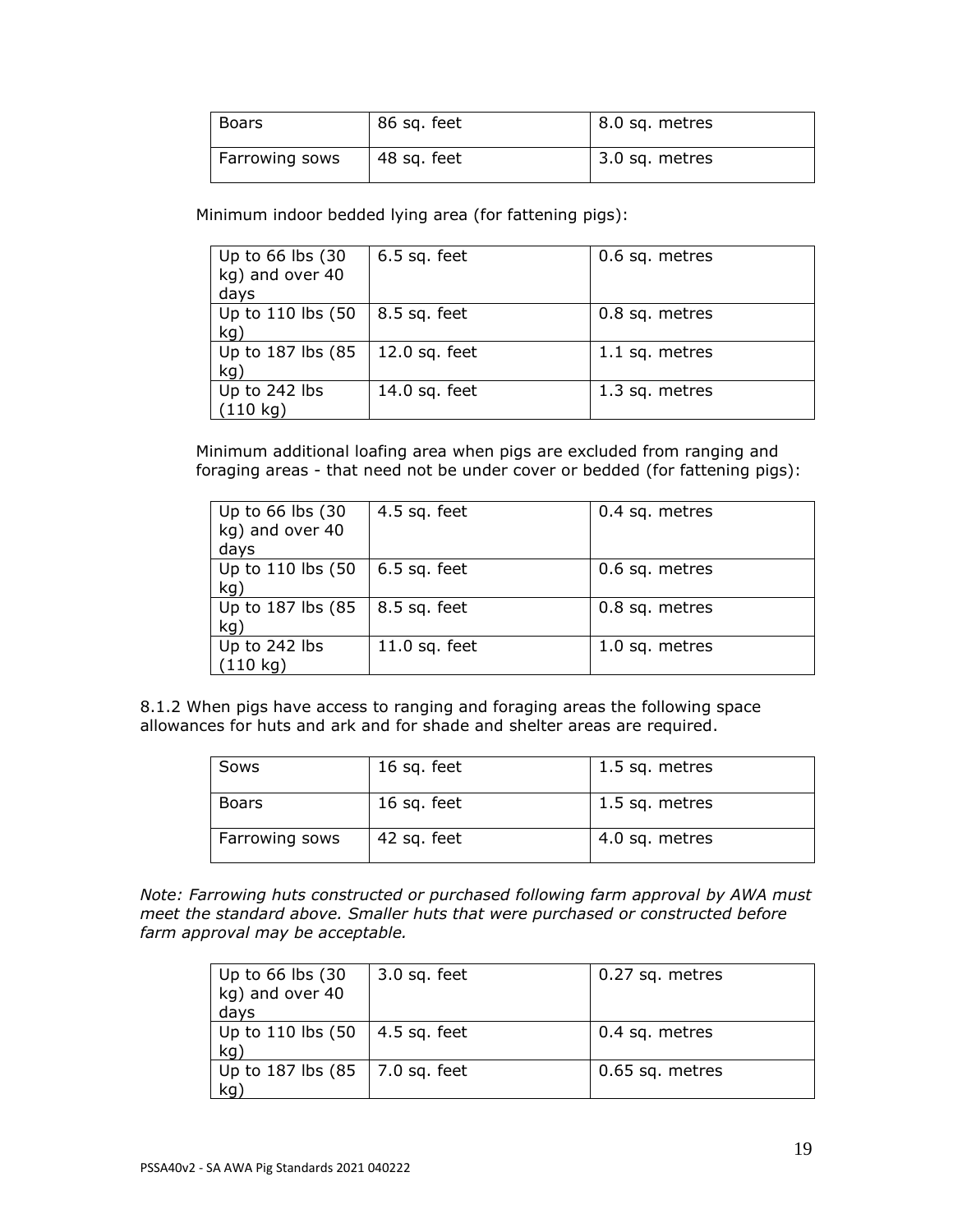| Boars | 86 sq. feet | 8.0 sq. metres |
| --- | --- | --- |
| Farrowing sows | 48 sq. feet | 3.0 sq. metres |

Minimum indoor bedded lying area (for fattening pigs):

| Up to 66 lbs (30 kg) and over 40 days | 6.5 sq. feet | 0.6 sq. metres |
| --- | --- | --- |
| Up to 110 lbs (50 kg) | 8.5 sq. feet | 0.8 sq. metres |
| Up to 187 lbs (85 kg) | 12.0 sq. feet | 1.1 sq. metres |
| Up to 242 lbs (110 kg) | 14.0 sq. feet | 1.3 sq. metres |

Minimum additional loafing area when pigs are excluded from ranging and foraging areas - that need not be under cover or bedded (for fattening pigs):

| Up to 66 lbs (30 kg) and over 40 days | 4.5 sq. feet | 0.4 sq. metres |
| --- | --- | --- |
| Up to 110 lbs (50 kg) | 6.5 sq. feet | 0.6 sq. metres |
| Up to 187 lbs (85 kg) | 8.5 sq. feet | 0.8 sq. metres |
| Up to 242 lbs (110 kg) | 11.0 sq. feet | 1.0 sq. metres |

8.1.2 When pigs have access to ranging and foraging areas the following space allowances for huts and ark and for shade and shelter areas are required.

| Sows | 16 sq. feet | 1.5 sq. metres |
| --- | --- | --- |
| Boars | 16 sq. feet | 1.5 sq. metres |
| Farrowing sows | 42 sq. feet | 4.0 sq. metres |

*Note: Farrowing huts constructed or purchased following farm approval by AWA must meet the standard above. Smaller huts that were purchased or constructed before farm approval may be acceptable.*

| Up to 66 lbs (30 kg) and over 40 days | 3.0 sq. feet | 0.27 sq. metres |
| --- | --- | --- |
| Up to 110 lbs (50 kg) | 4.5 sq. feet | 0.4 sq. metres |
| Up to 187 lbs (85 kg) | 7.0 sq. feet | 0.65 sq. metres |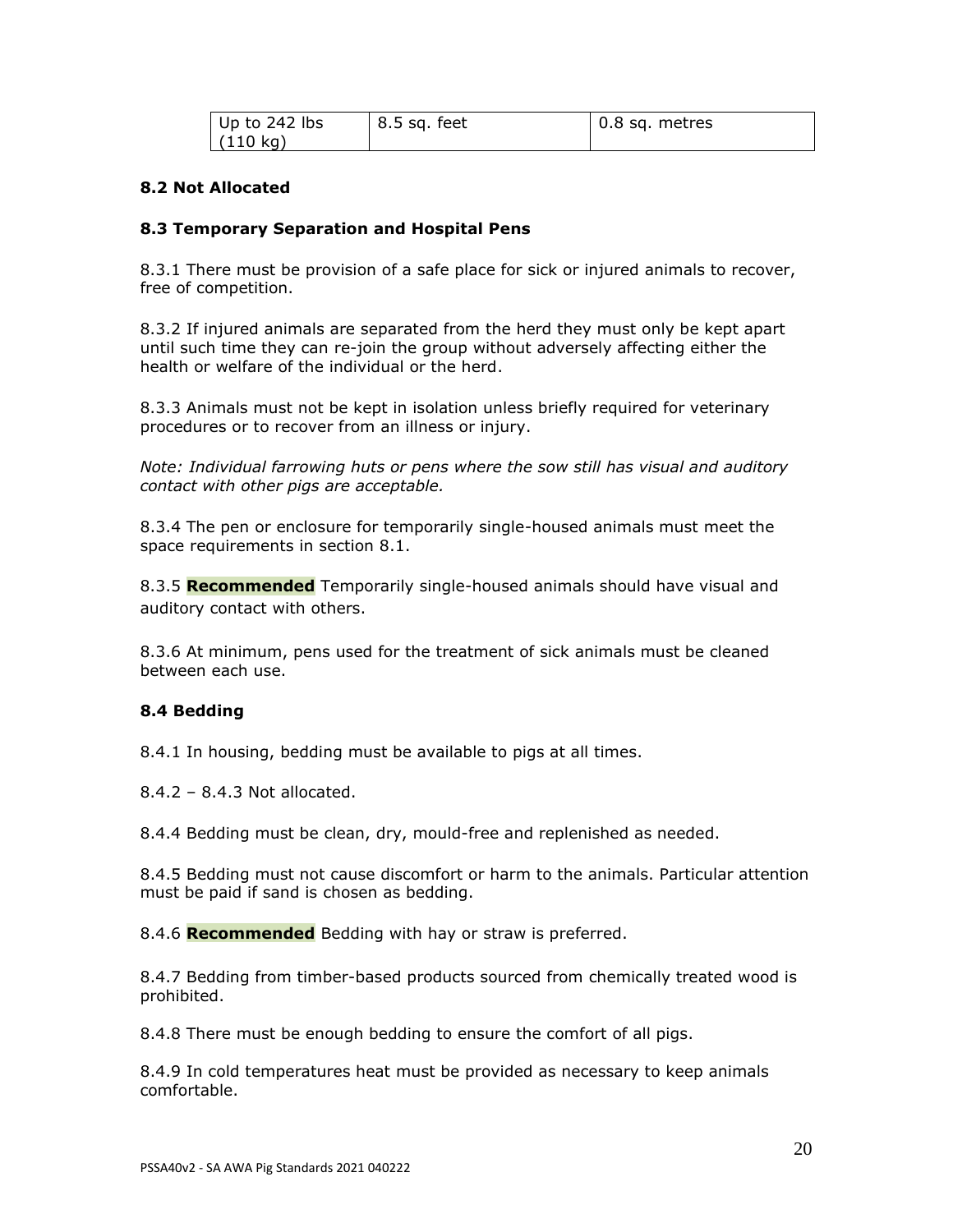| Up to 242 lbs (110 kg) | 8.5 sq. feet | 0.8 sq. metres |
|---|---|---|

### 8.2 Not Allocated

### 8.3 Temporary Separation and Hospital Pens

8.3.1 There must be provision of a safe place for sick or injured animals to recover, free of competition.

8.3.2 If injured animals are separated from the herd they must only be kept apart until such time they can re-join the group without adversely affecting either the health or welfare of the individual or the herd.

8.3.3 Animals must not be kept in isolation unless briefly required for veterinary procedures or to recover from an illness or injury.

*Note: Individual farrowing huts or pens where the sow still has visual and auditory contact with other pigs are acceptable.*

8.3.4 The pen or enclosure for temporarily single-housed animals must meet the space requirements in section 8.1.

8.3.5 **Recommended** Temporarily single-housed animals should have visual and auditory contact with others.

8.3.6 At minimum, pens used for the treatment of sick animals must be cleaned between each use.

### 8.4 Bedding

8.4.1 In housing, bedding must be available to pigs at all times.

8.4.2 – 8.4.3 Not allocated.

8.4.4 Bedding must be clean, dry, mould-free and replenished as needed.

8.4.5 Bedding must not cause discomfort or harm to the animals. Particular attention must be paid if sand is chosen as bedding.

8.4.6 **Recommended** Bedding with hay or straw is preferred.

8.4.7 Bedding from timber-based products sourced from chemically treated wood is prohibited.

8.4.8 There must be enough bedding to ensure the comfort of all pigs.

8.4.9 In cold temperatures heat must be provided as necessary to keep animals comfortable.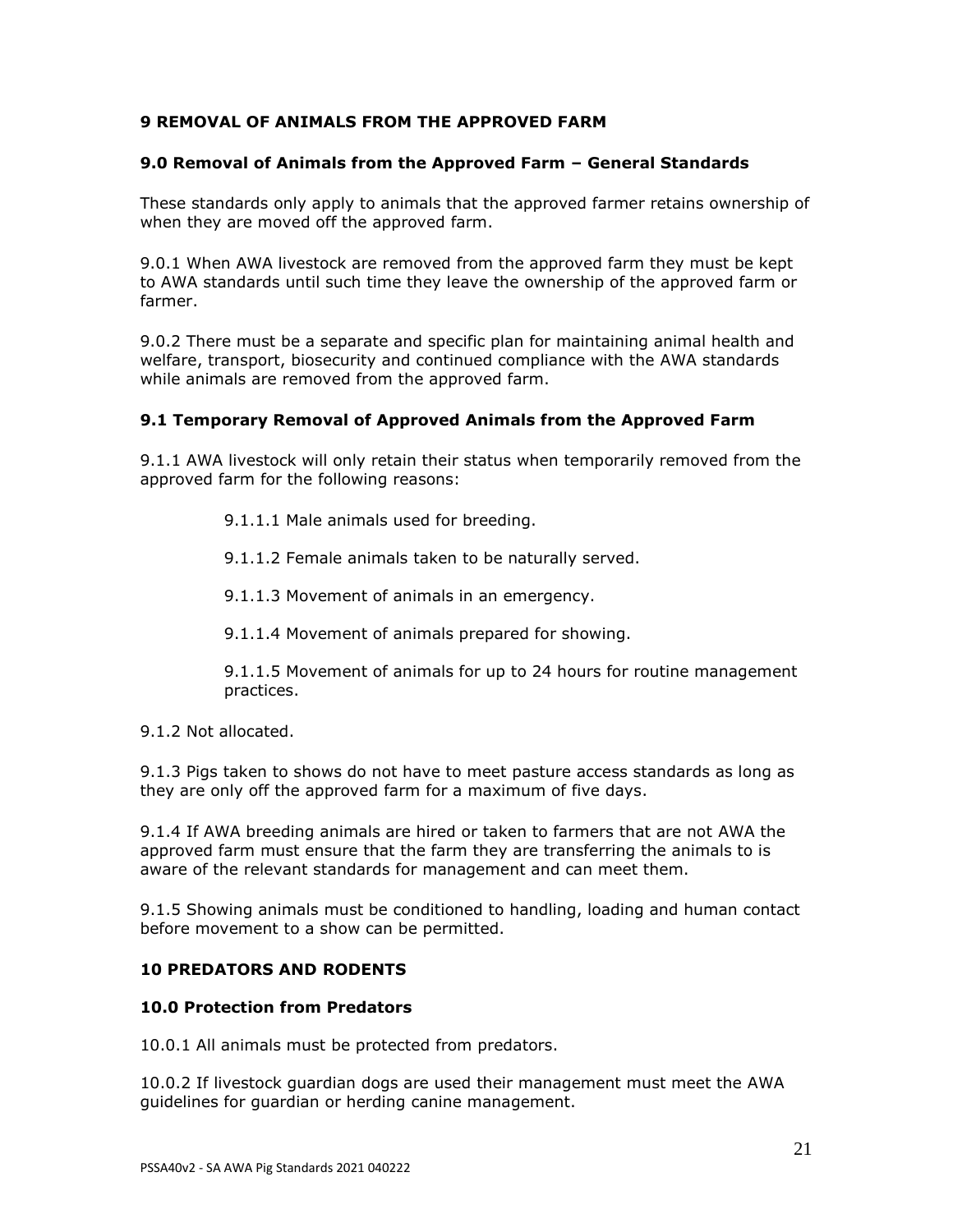## 9 REMOVAL OF ANIMALS FROM THE APPROVED FARM

### 9.0 Removal of Animals from the Approved Farm – General Standards

These standards only apply to animals that the approved farmer retains ownership of when they are moved off the approved farm.

9.0.1 When AWA livestock are removed from the approved farm they must be kept to AWA standards until such time they leave the ownership of the approved farm or farmer.

9.0.2 There must be a separate and specific plan for maintaining animal health and welfare, transport, biosecurity and continued compliance with the AWA standards while animals are removed from the approved farm.

### 9.1 Temporary Removal of Approved Animals from the Approved Farm

9.1.1 AWA livestock will only retain their status when temporarily removed from the approved farm for the following reasons:

> 9.1.1.1 Male animals used for breeding.
>
> 9.1.1.2 Female animals taken to be naturally served.
>
> 9.1.1.3 Movement of animals in an emergency.
>
> 9.1.1.4 Movement of animals prepared for showing.
>
> 9.1.1.5 Movement of animals for up to 24 hours for routine management practices.

9.1.2 Not allocated.

9.1.3 Pigs taken to shows do not have to meet pasture access standards as long as they are only off the approved farm for a maximum of five days.

9.1.4 If AWA breeding animals are hired or taken to farmers that are not AWA the approved farm must ensure that the farm they are transferring the animals to is aware of the relevant standards for management and can meet them.

9.1.5 Showing animals must be conditioned to handling, loading and human contact before movement to a show can be permitted.

## 10 PREDATORS AND RODENTS

### 10.0 Protection from Predators

10.0.1 All animals must be protected from predators.

10.0.2 If livestock guardian dogs are used their management must meet the AWA guidelines for guardian or herding canine management.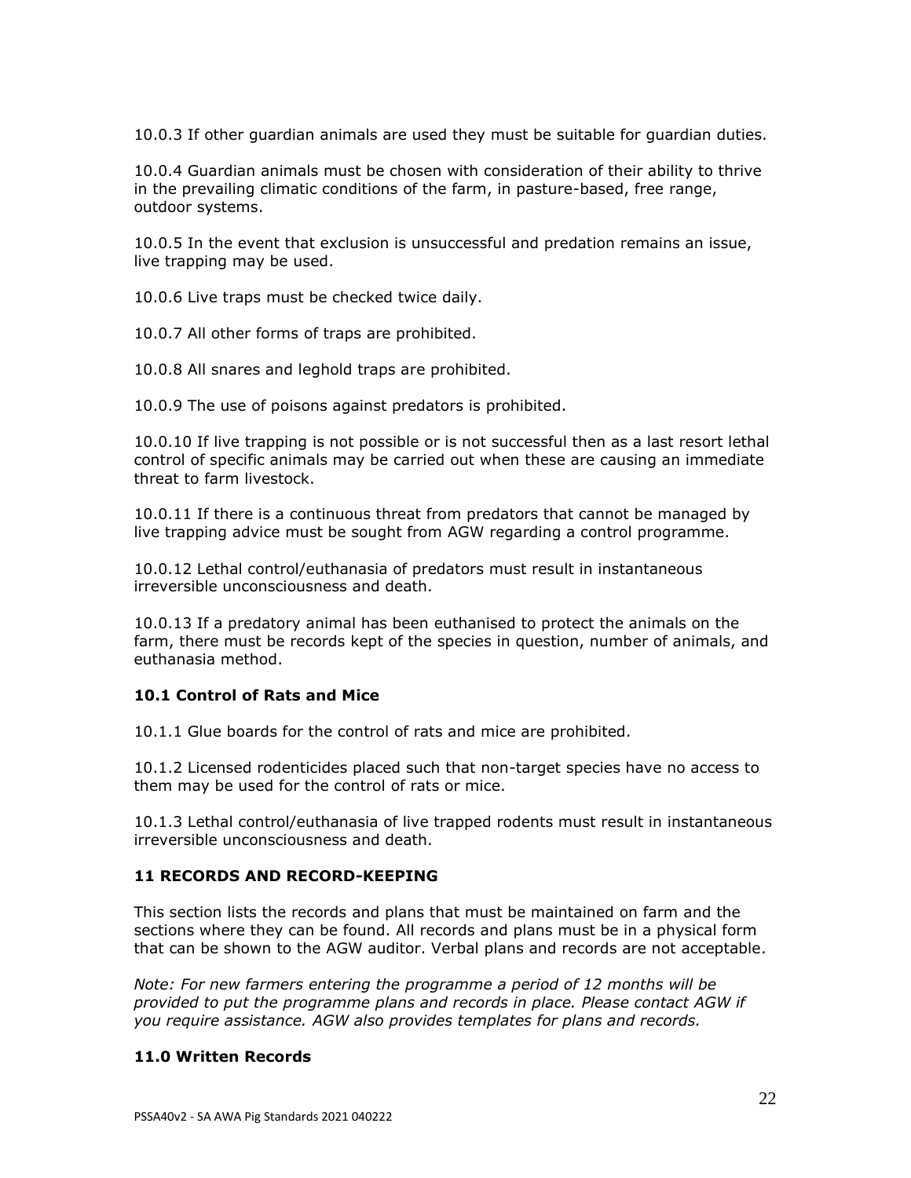10.0.3 If other guardian animals are used they must be suitable for guardian duties.

10.0.4 Guardian animals must be chosen with consideration of their ability to thrive in the prevailing climatic conditions of the farm, in pasture-based, free range, outdoor systems.

10.0.5 In the event that exclusion is unsuccessful and predation remains an issue, live trapping may be used.

10.0.6 Live traps must be checked twice daily.

10.0.7 All other forms of traps are prohibited.

10.0.8 All snares and leghold traps are prohibited.

10.0.9 The use of poisons against predators is prohibited.

10.0.10 If live trapping is not possible or is not successful then as a last resort lethal control of specific animals may be carried out when these are causing an immediate threat to farm livestock.

10.0.11 If there is a continuous threat from predators that cannot be managed by live trapping advice must be sought from AGW regarding a control programme.

10.0.12 Lethal control/euthanasia of predators must result in instantaneous irreversible unconsciousness and death.

10.0.13 If a predatory animal has been euthanised to protect the animals on the farm, there must be records kept of the species in question, number of animals, and euthanasia method.

### 10.1 Control of Rats and Mice

10.1.1 Glue boards for the control of rats and mice are prohibited.

10.1.2 Licensed rodenticides placed such that non-target species have no access to them may be used for the control of rats or mice.

10.1.3 Lethal control/euthanasia of live trapped rodents must result in instantaneous irreversible unconsciousness and death.

## 11 RECORDS AND RECORD-KEEPING

This section lists the records and plans that must be maintained on farm and the sections where they can be found. All records and plans must be in a physical form that can be shown to the AGW auditor. Verbal plans and records are not acceptable.

*Note: For new farmers entering the programme a period of 12 months will be provided to put the programme plans and records in place. Please contact AGW if you require assistance. AGW also provides templates for plans and records.*

### 11.0 Written Records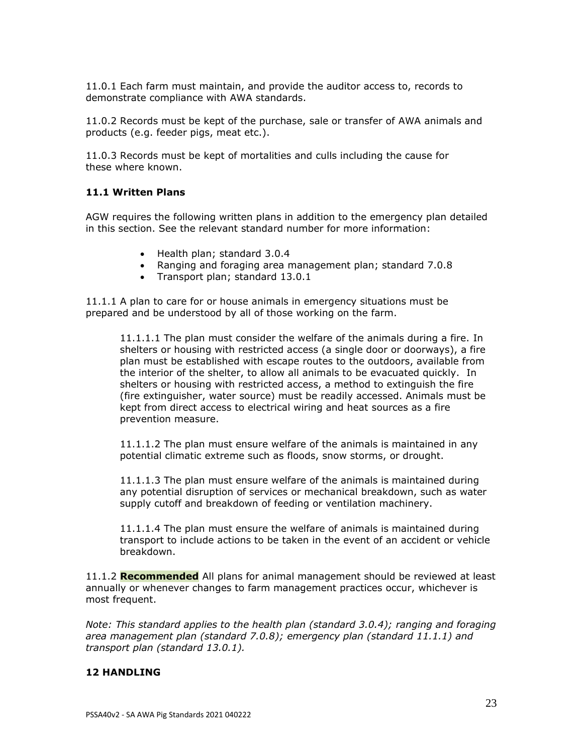11.0.1 Each farm must maintain, and provide the auditor access to, records to demonstrate compliance with AWA standards.

11.0.2 Records must be kept of the purchase, sale or transfer of AWA animals and products (e.g. feeder pigs, meat etc.).

11.0.3 Records must be kept of mortalities and culls including the cause for these where known.

### 11.1 Written Plans

AGW requires the following written plans in addition to the emergency plan detailed in this section. See the relevant standard number for more information:

- Health plan; standard 3.0.4
- Ranging and foraging area management plan; standard 7.0.8
- Transport plan; standard 13.0.1

11.1.1 A plan to care for or house animals in emergency situations must be prepared and be understood by all of those working on the farm.

> 11.1.1.1 The plan must consider the welfare of the animals during a fire. In shelters or housing with restricted access (a single door or doorways), a fire plan must be established with escape routes to the outdoors, available from the interior of the shelter, to allow all animals to be evacuated quickly. In shelters or housing with restricted access, a method to extinguish the fire (fire extinguisher, water source) must be readily accessed. Animals must be kept from direct access to electrical wiring and heat sources as a fire prevention measure.
>
> 11.1.1.2 The plan must ensure welfare of the animals is maintained in any potential climatic extreme such as floods, snow storms, or drought.
>
> 11.1.1.3 The plan must ensure welfare of the animals is maintained during any potential disruption of services or mechanical breakdown, such as water supply cutoff and breakdown of feeding or ventilation machinery.
>
> 11.1.1.4 The plan must ensure the welfare of animals is maintained during transport to include actions to be taken in the event of an accident or vehicle breakdown.

11.1.2 **Recommended** All plans for animal management should be reviewed at least annually or whenever changes to farm management practices occur, whichever is most frequent.

*Note: This standard applies to the health plan (standard 3.0.4); ranging and foraging area management plan (standard 7.0.8); emergency plan (standard 11.1.1) and transport plan (standard 13.0.1).*

## 12 HANDLING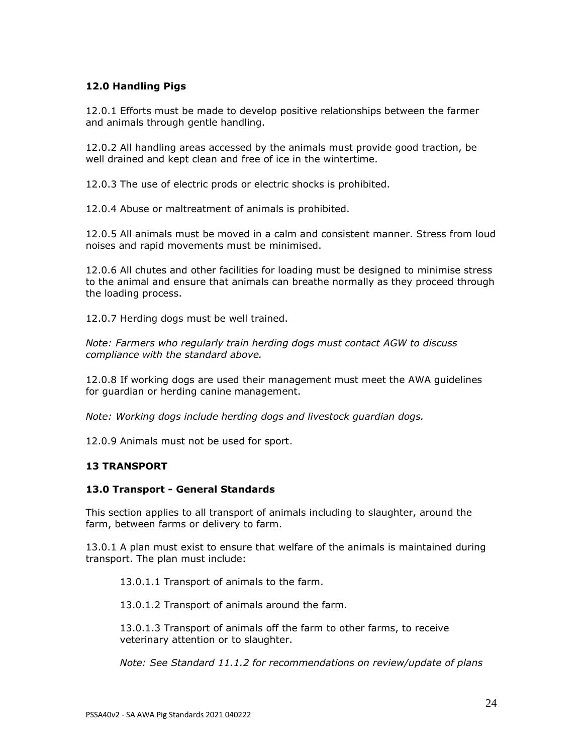### 12.0 Handling Pigs

12.0.1 Efforts must be made to develop positive relationships between the farmer and animals through gentle handling.

12.0.2 All handling areas accessed by the animals must provide good traction, be well drained and kept clean and free of ice in the wintertime.

12.0.3 The use of electric prods or electric shocks is prohibited.

12.0.4 Abuse or maltreatment of animals is prohibited.

12.0.5 All animals must be moved in a calm and consistent manner. Stress from loud noises and rapid movements must be minimised.

12.0.6 All chutes and other facilities for loading must be designed to minimise stress to the animal and ensure that animals can breathe normally as they proceed through the loading process.

12.0.7 Herding dogs must be well trained.

*Note: Farmers who regularly train herding dogs must contact AGW to discuss compliance with the standard above.*

12.0.8 If working dogs are used their management must meet the AWA guidelines for guardian or herding canine management.

*Note: Working dogs include herding dogs and livestock guardian dogs.*

12.0.9 Animals must not be used for sport.

## 13 TRANSPORT

### 13.0 Transport - General Standards

This section applies to all transport of animals including to slaughter, around the farm, between farms or delivery to farm.

13.0.1 A plan must exist to ensure that welfare of the animals is maintained during transport. The plan must include:

13.0.1.1 Transport of animals to the farm.

13.0.1.2 Transport of animals around the farm.

13.0.1.3 Transport of animals off the farm to other farms, to receive veterinary attention or to slaughter.

*Note: See Standard 11.1.2 for recommendations on review/update of plans*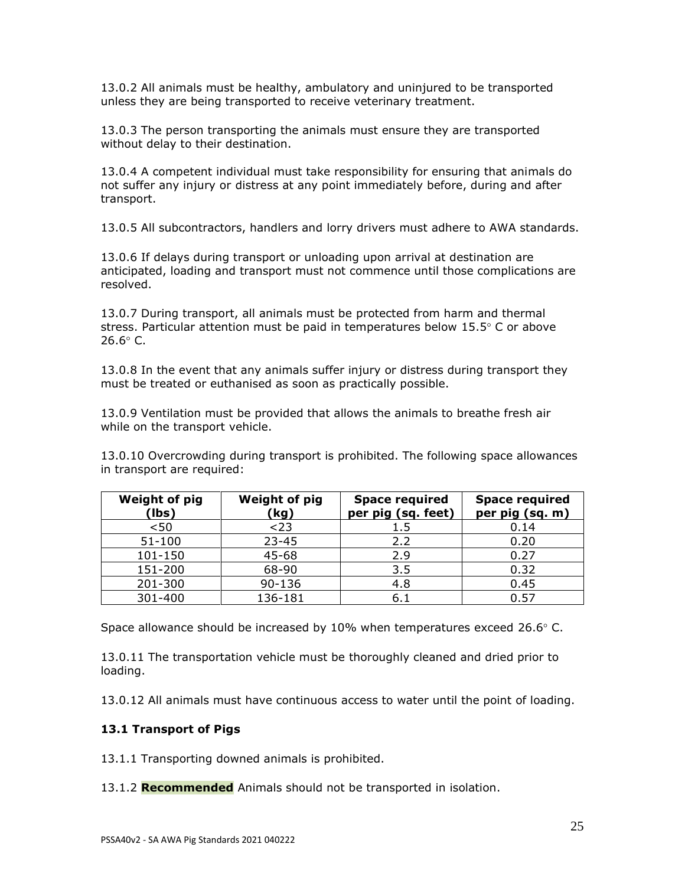13.0.2 All animals must be healthy, ambulatory and uninjured to be transported unless they are being transported to receive veterinary treatment.

13.0.3 The person transporting the animals must ensure they are transported without delay to their destination.

13.0.4 A competent individual must take responsibility for ensuring that animals do not suffer any injury or distress at any point immediately before, during and after transport.

13.0.5 All subcontractors, handlers and lorry drivers must adhere to AWA standards.

13.0.6 If delays during transport or unloading upon arrival at destination are anticipated, loading and transport must not commence until those complications are resolved.

13.0.7 During transport, all animals must be protected from harm and thermal stress. Particular attention must be paid in temperatures below 15.5◦ C or above 26.6◦ C.

13.0.8 In the event that any animals suffer injury or distress during transport they must be treated or euthanised as soon as practically possible.

13.0.9 Ventilation must be provided that allows the animals to breathe fresh air while on the transport vehicle.

13.0.10 Overcrowding during transport is prohibited. The following space allowances in transport are required:

| Weight of pig (lbs) | Weight of pig (kg) | Space required per pig (sq. feet) | Space required per pig (sq. m) |
|---|---|---|---|
| <50 | <23 | 1.5 | 0.14 |
| 51-100 | 23-45 | 2.2 | 0.20 |
| 101-150 | 45-68 | 2.9 | 0.27 |
| 151-200 | 68-90 | 3.5 | 0.32 |
| 201-300 | 90-136 | 4.8 | 0.45 |
| 301-400 | 136-181 | 6.1 | 0.57 |

Space allowance should be increased by 10% when temperatures exceed 26.6◦ C.

13.0.11 The transportation vehicle must be thoroughly cleaned and dried prior to loading.

13.0.12 All animals must have continuous access to water until the point of loading.

### 13.1 Transport of Pigs

13.1.1 Transporting downed animals is prohibited.

13.1.2 **Recommended** Animals should not be transported in isolation.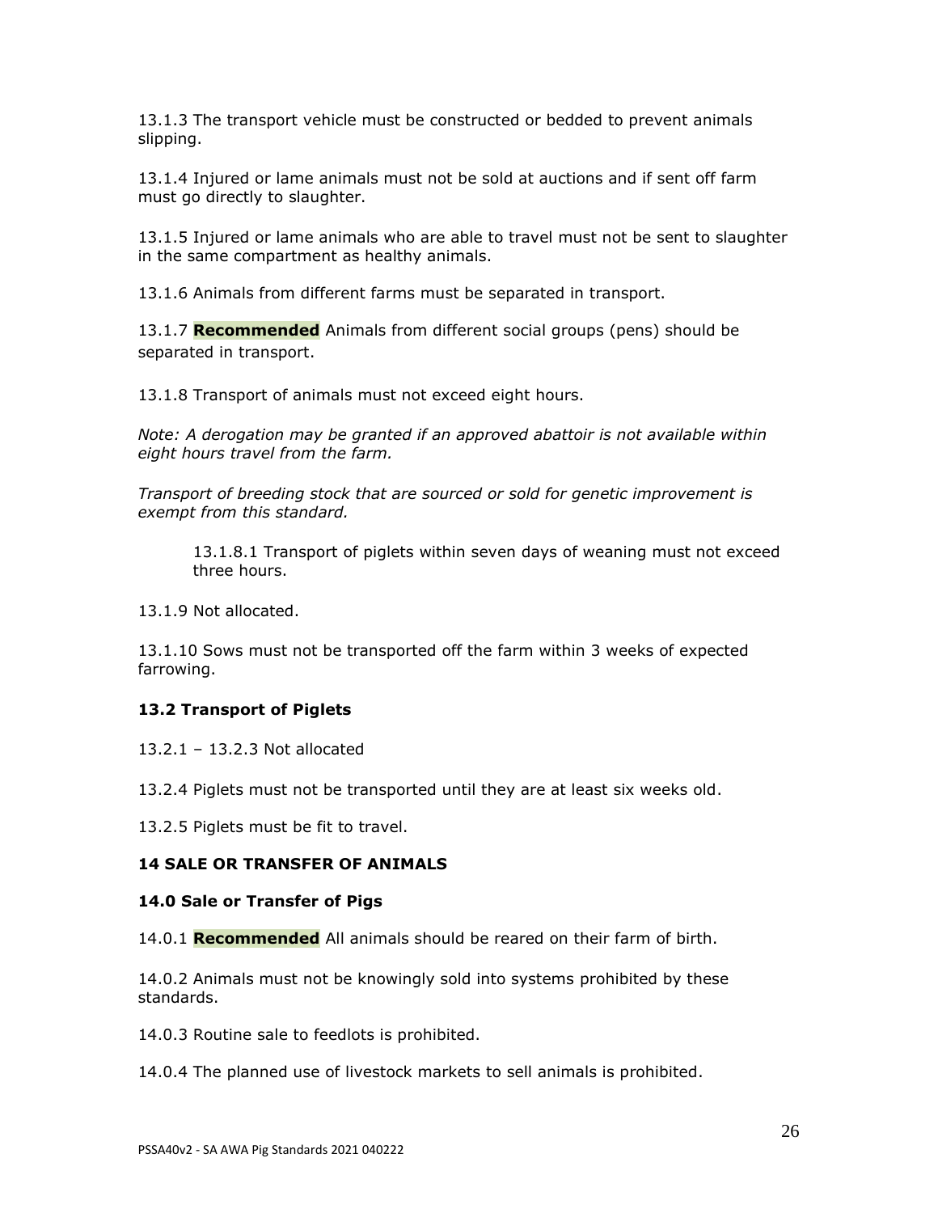13.1.3 The transport vehicle must be constructed or bedded to prevent animals slipping.

13.1.4 Injured or lame animals must not be sold at auctions and if sent off farm must go directly to slaughter.

13.1.5 Injured or lame animals who are able to travel must not be sent to slaughter in the same compartment as healthy animals.

13.1.6 Animals from different farms must be separated in transport.

13.1.7 **Recommended** Animals from different social groups (pens) should be separated in transport.

13.1.8 Transport of animals must not exceed eight hours.

*Note: A derogation may be granted if an approved abattoir is not available within eight hours travel from the farm.*

*Transport of breeding stock that are sourced or sold for genetic improvement is exempt from this standard.*

> 13.1.8.1 Transport of piglets within seven days of weaning must not exceed three hours.

13.1.9 Not allocated.

13.1.10 Sows must not be transported off the farm within 3 weeks of expected farrowing.

### 13.2 Transport of Piglets

13.2.1 – 13.2.3 Not allocated

13.2.4 Piglets must not be transported until they are at least six weeks old.

13.2.5 Piglets must be fit to travel.

## 14 SALE OR TRANSFER OF ANIMALS

### 14.0 Sale or Transfer of Pigs

14.0.1 **Recommended** All animals should be reared on their farm of birth.

14.0.2 Animals must not be knowingly sold into systems prohibited by these standards.

14.0.3 Routine sale to feedlots is prohibited.

14.0.4 The planned use of livestock markets to sell animals is prohibited.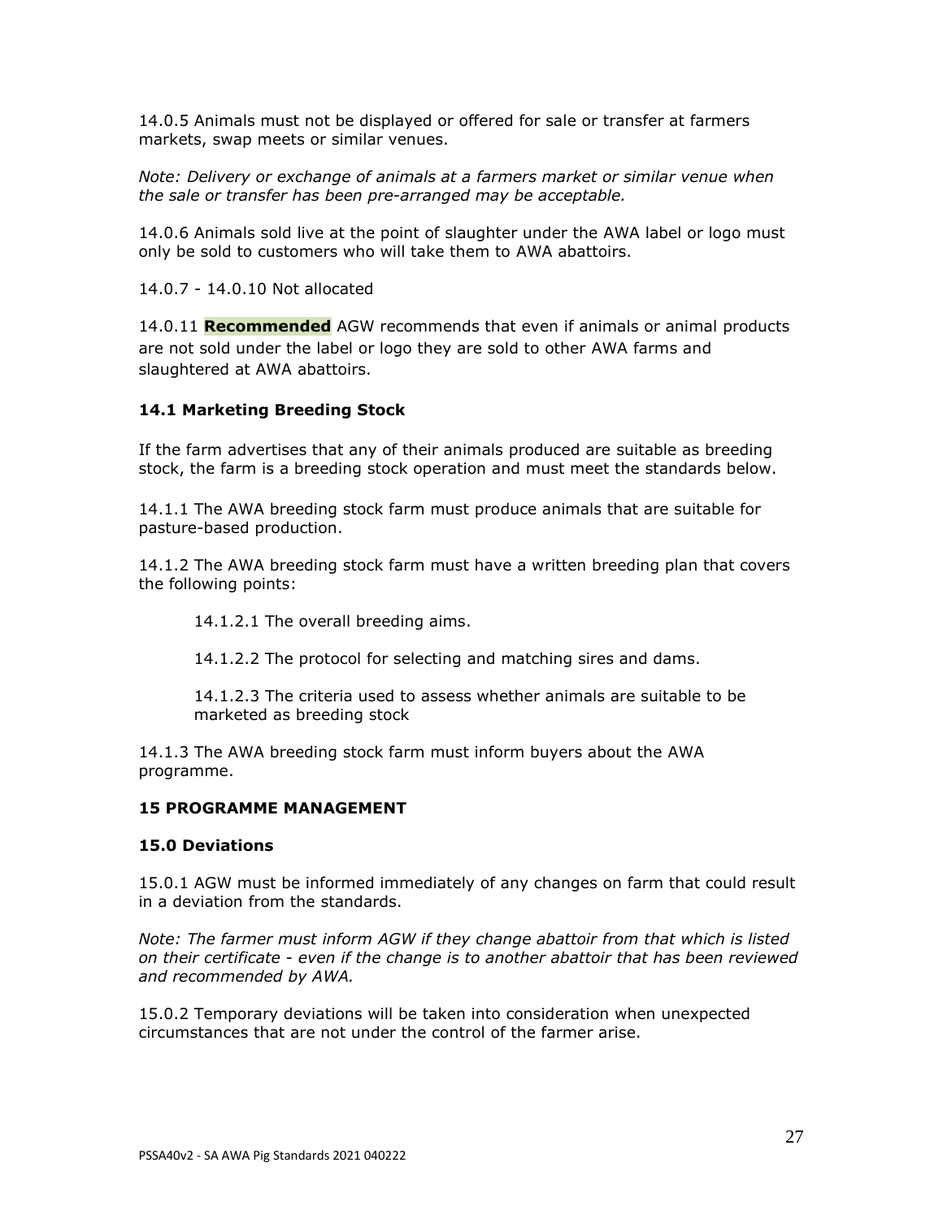14.0.5 Animals must not be displayed or offered for sale or transfer at farmers markets, swap meets or similar venues.

*Note: Delivery or exchange of animals at a farmers market or similar venue when the sale or transfer has been pre-arranged may be acceptable.*

14.0.6 Animals sold live at the point of slaughter under the AWA label or logo must only be sold to customers who will take them to AWA abattoirs.

14.0.7 - 14.0.10 Not allocated

14.0.11 **Recommended** AGW recommends that even if animals or animal products are not sold under the label or logo they are sold to other AWA farms and slaughtered at AWA abattoirs.

### 14.1 Marketing Breeding Stock

If the farm advertises that any of their animals produced are suitable as breeding stock, the farm is a breeding stock operation and must meet the standards below.

14.1.1 The AWA breeding stock farm must produce animals that are suitable for pasture-based production.

14.1.2 The AWA breeding stock farm must have a written breeding plan that covers the following points:

14.1.2.1 The overall breeding aims.

14.1.2.2 The protocol for selecting and matching sires and dams.

14.1.2.3 The criteria used to assess whether animals are suitable to be marketed as breeding stock

14.1.3 The AWA breeding stock farm must inform buyers about the AWA programme.

## 15 PROGRAMME MANAGEMENT

### 15.0 Deviations

15.0.1 AGW must be informed immediately of any changes on farm that could result in a deviation from the standards.

*Note: The farmer must inform AGW if they change abattoir from that which is listed on their certificate - even if the change is to another abattoir that has been reviewed and recommended by AWA.*

15.0.2 Temporary deviations will be taken into consideration when unexpected circumstances that are not under the control of the farmer arise.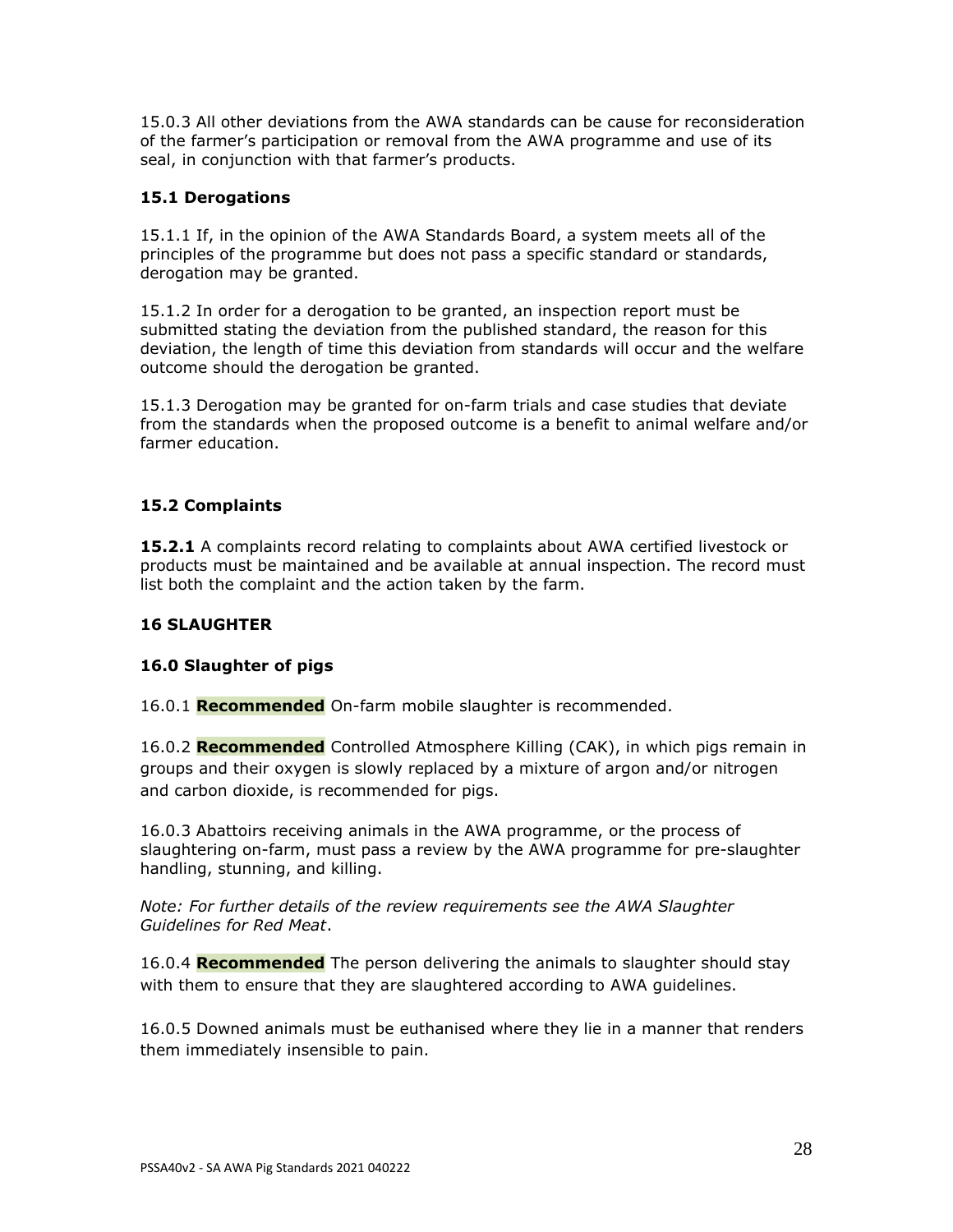15.0.3 All other deviations from the AWA standards can be cause for reconsideration of the farmer's participation or removal from the AWA programme and use of its seal, in conjunction with that farmer's products.

### 15.1 Derogations

15.1.1 If, in the opinion of the AWA Standards Board, a system meets all of the principles of the programme but does not pass a specific standard or standards, derogation may be granted.

15.1.2 In order for a derogation to be granted, an inspection report must be submitted stating the deviation from the published standard, the reason for this deviation, the length of time this deviation from standards will occur and the welfare outcome should the derogation be granted.

15.1.3 Derogation may be granted for on-farm trials and case studies that deviate from the standards when the proposed outcome is a benefit to animal welfare and/or farmer education.

### 15.2 Complaints

**15.2.1** A complaints record relating to complaints about AWA certified livestock or products must be maintained and be available at annual inspection. The record must list both the complaint and the action taken by the farm.

## 16 SLAUGHTER

### 16.0 Slaughter of pigs

16.0.1 **Recommended** On-farm mobile slaughter is recommended.

16.0.2 **Recommended** Controlled Atmosphere Killing (CAK), in which pigs remain in groups and their oxygen is slowly replaced by a mixture of argon and/or nitrogen and carbon dioxide, is recommended for pigs.

16.0.3 Abattoirs receiving animals in the AWA programme, or the process of slaughtering on-farm, must pass a review by the AWA programme for pre-slaughter handling, stunning, and killing.

*Note: For further details of the review requirements see the AWA Slaughter Guidelines for Red Meat*.

16.0.4 **Recommended** The person delivering the animals to slaughter should stay with them to ensure that they are slaughtered according to AWA guidelines.

16.0.5 Downed animals must be euthanised where they lie in a manner that renders them immediately insensible to pain.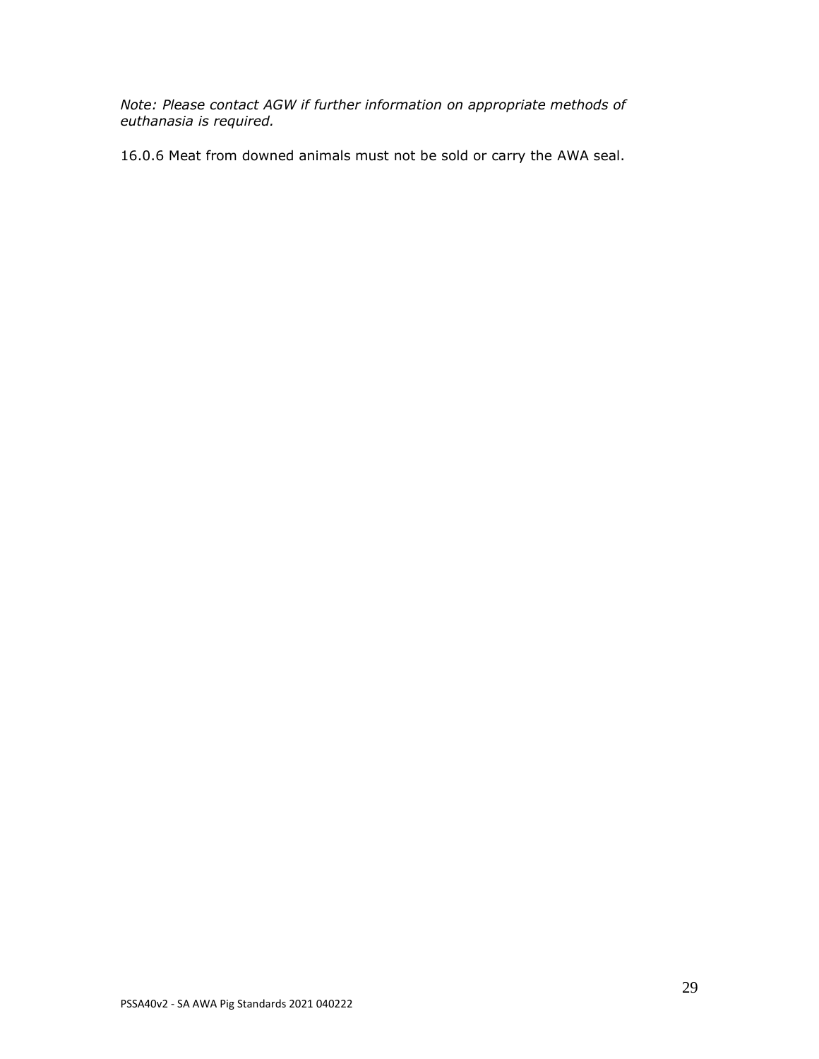*Note: Please contact AGW if further information on appropriate methods of euthanasia is required.*

16.0.6 Meat from downed animals must not be sold or carry the AWA seal.